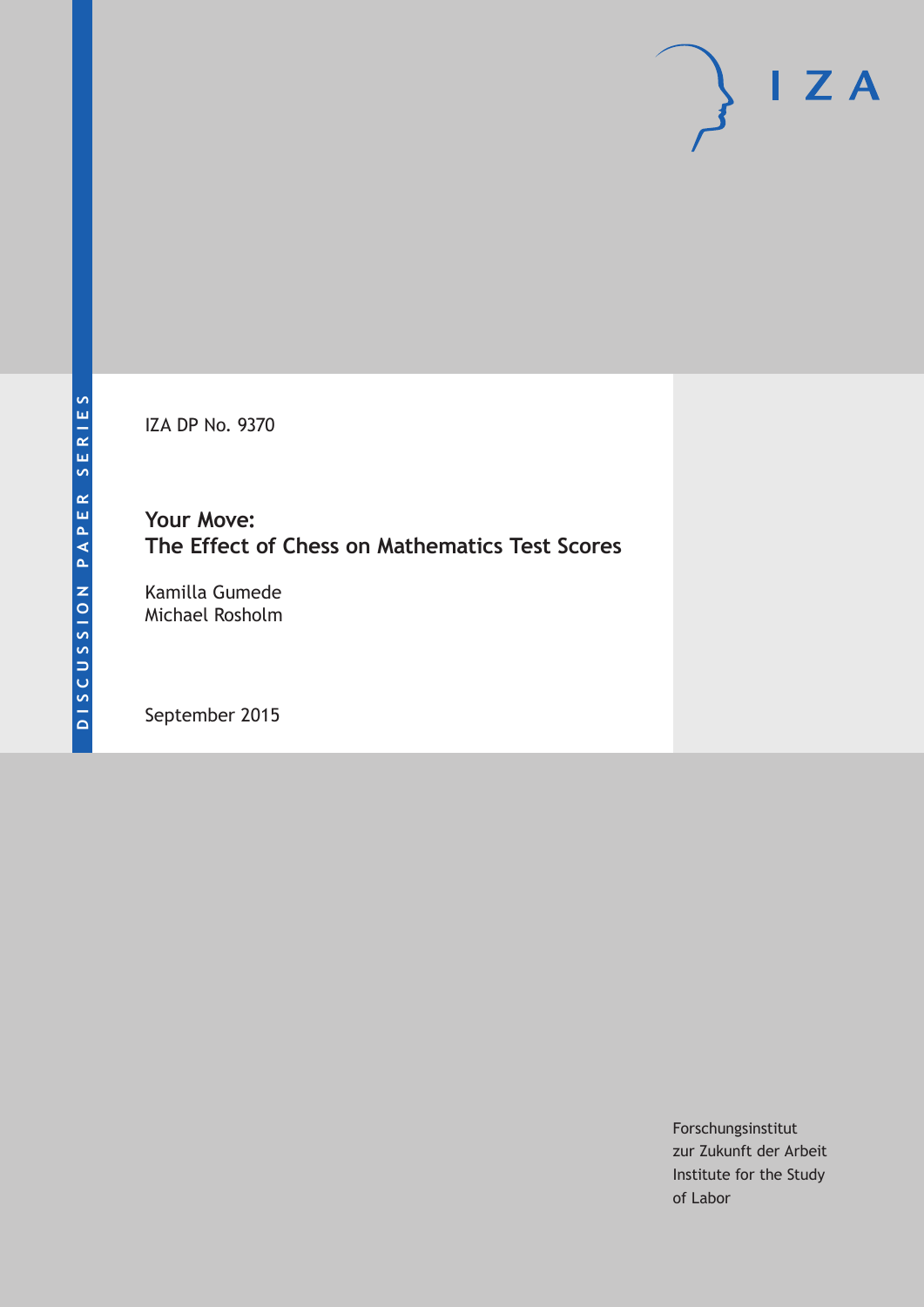DISCUSSION PAPER SERIES

I Z A

IZA DP No. 9370

# Your Move:
# The Effect of Chess on Mathematics Test Scores

Kamilla Gumede
Michael Rosholm

September 2015

Forschungsinstitut
zur Zukunft der Arbeit
Institute for the Study
of Labor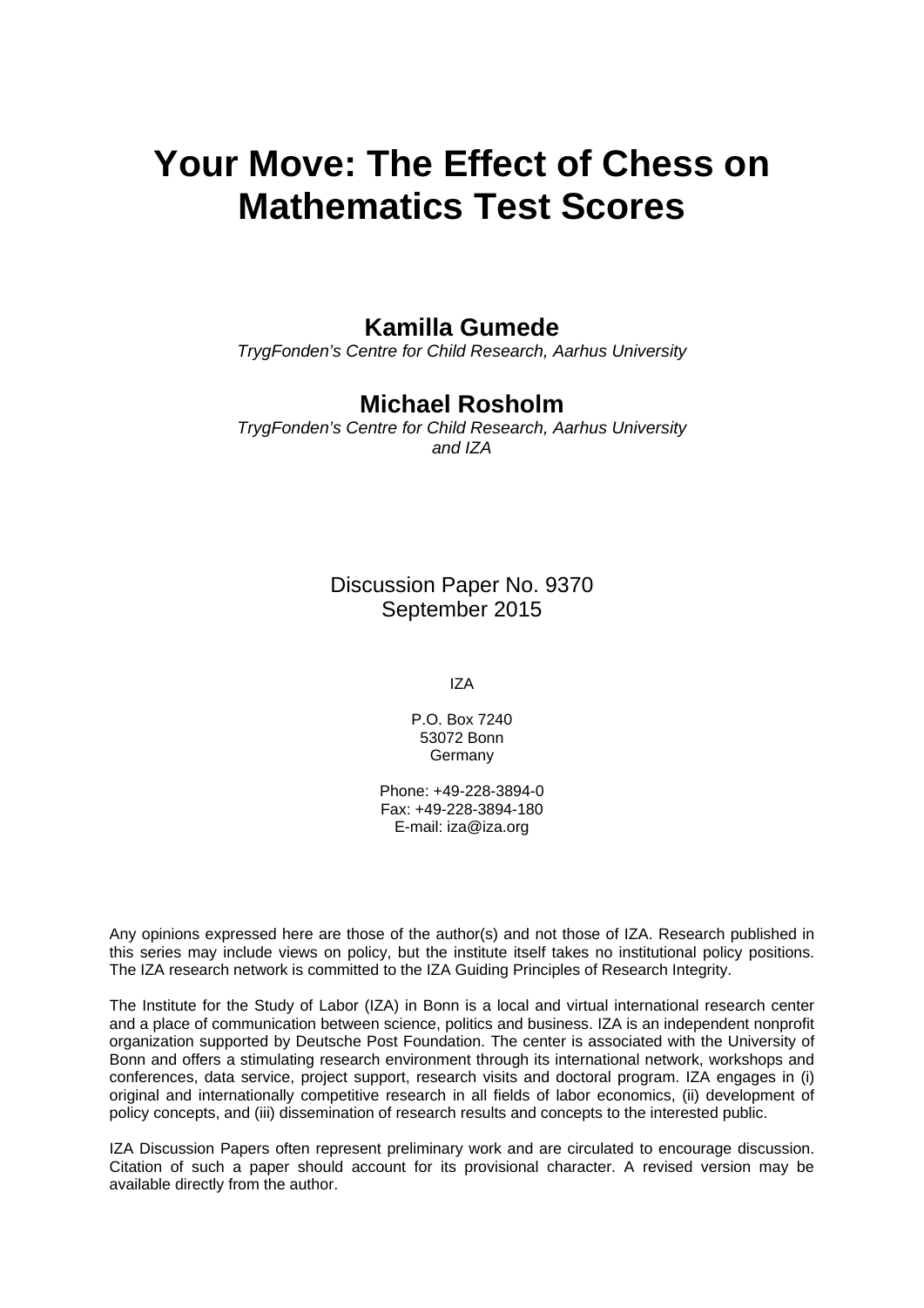# Your Move: The Effect of Chess on Mathematics Test Scores

**Kamilla Gumede**

*TrygFonden's Centre for Child Research, Aarhus University*

**Michael Rosholm**

*TrygFonden's Centre for Child Research, Aarhus University and IZA*

Discussion Paper No. 9370
September 2015

IZA

P.O. Box 7240
53072 Bonn
Germany

Phone: +49-228-3894-0
Fax: +49-228-3894-180
E-mail: iza@iza.org

Any opinions expressed here are those of the author(s) and not those of IZA. Research published in this series may include views on policy, but the institute itself takes no institutional policy positions. The IZA research network is committed to the IZA Guiding Principles of Research Integrity.

The Institute for the Study of Labor (IZA) in Bonn is a local and virtual international research center and a place of communication between science, politics and business. IZA is an independent nonprofit organization supported by Deutsche Post Foundation. The center is associated with the University of Bonn and offers a stimulating research environment through its international network, workshops and conferences, data service, project support, research visits and doctoral program. IZA engages in (i) original and internationally competitive research in all fields of labor economics, (ii) development of policy concepts, and (iii) dissemination of research results and concepts to the interested public.

IZA Discussion Papers often represent preliminary work and are circulated to encourage discussion. Citation of such a paper should account for its provisional character. A revised version may be available directly from the author.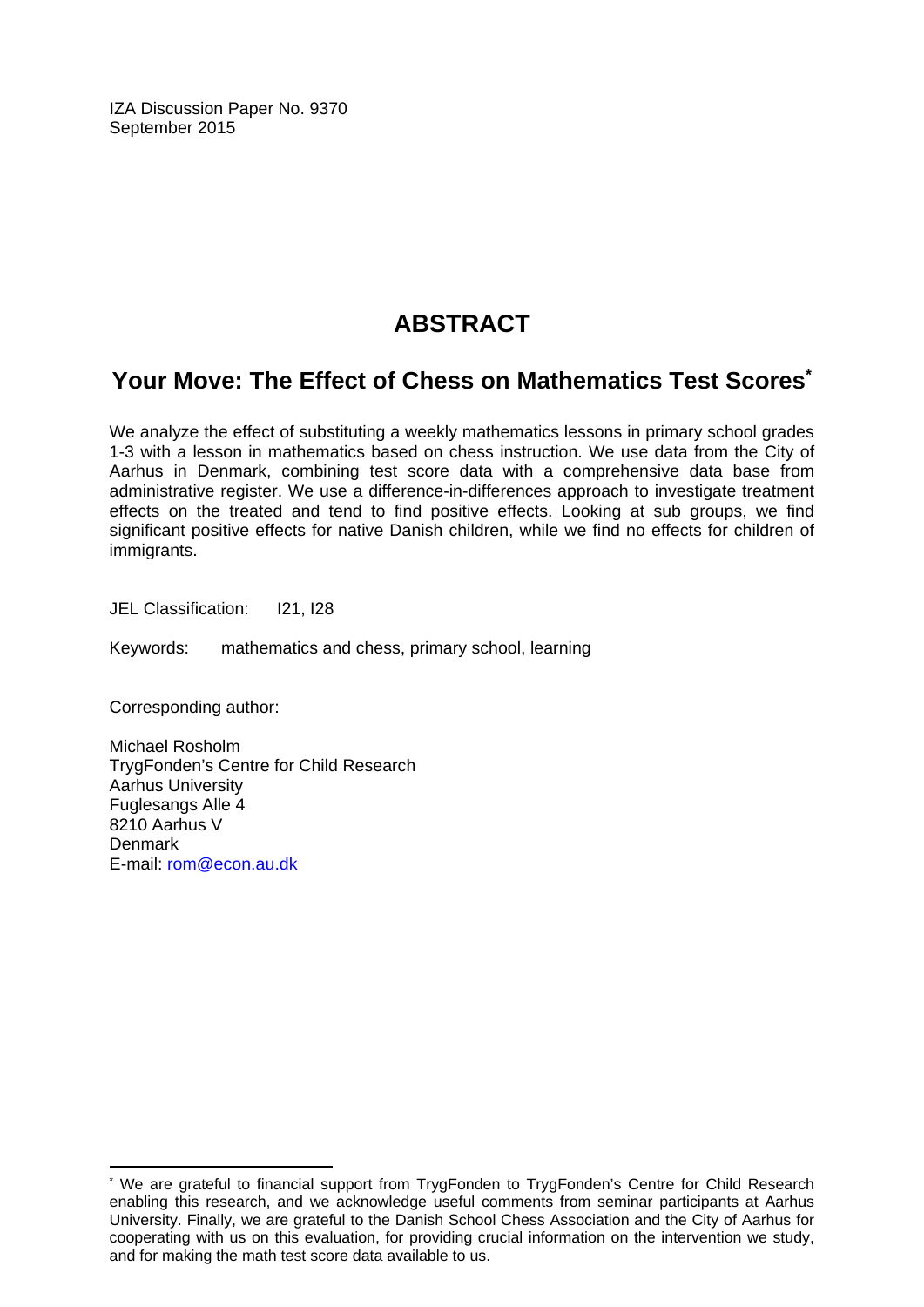IZA Discussion Paper No. 9370
September 2015

# ABSTRACT

## Your Move: The Effect of Chess on Mathematics Test Scores*

We analyze the effect of substituting a weekly mathematics lessons in primary school grades 1-3 with a lesson in mathematics based on chess instruction. We use data from the City of Aarhus in Denmark, combining test score data with a comprehensive data base from administrative register. We use a difference-in-differences approach to investigate treatment effects on the treated and tend to find positive effects. Looking at sub groups, we find significant positive effects for native Danish children, while we find no effects for children of immigrants.

JEL Classification: I21, I28

Keywords: mathematics and chess, primary school, learning

Corresponding author:

Michael Rosholm
TrygFonden's Centre for Child Research
Aarhus University
Fuglesangs Alle 4
8210 Aarhus V
Denmark
E-mail: rom@econ.au.dk

---

* We are grateful to financial support from TrygFonden to TrygFonden's Centre for Child Research enabling this research, and we acknowledge useful comments from seminar participants at Aarhus University. Finally, we are grateful to the Danish School Chess Association and the City of Aarhus for cooperating with us on this evaluation, for providing crucial information on the intervention we study, and for making the math test score data available to us.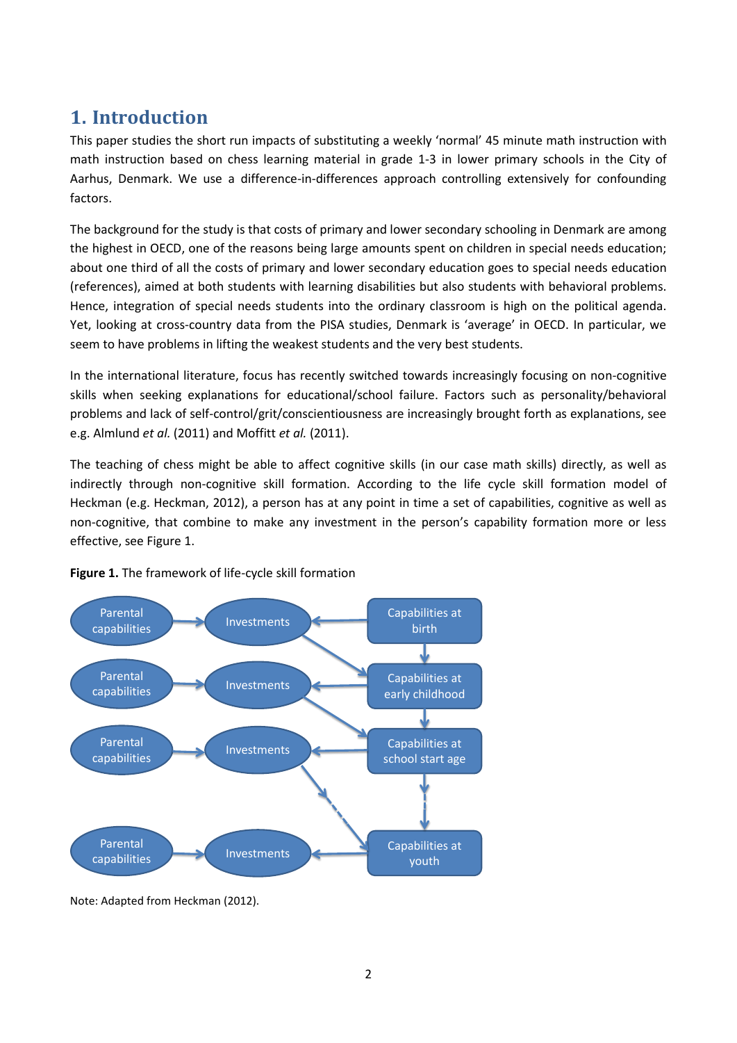# 1. Introduction

This paper studies the short run impacts of substituting a weekly 'normal' 45 minute math instruction with math instruction based on chess learning material in grade 1-3 in lower primary schools in the City of Aarhus, Denmark. We use a difference-in-differences approach controlling extensively for confounding factors.

The background for the study is that costs of primary and lower secondary schooling in Denmark are among the highest in OECD, one of the reasons being large amounts spent on children in special needs education; about one third of all the costs of primary and lower secondary education goes to special needs education (references), aimed at both students with learning disabilities but also students with behavioral problems. Hence, integration of special needs students into the ordinary classroom is high on the political agenda. Yet, looking at cross-country data from the PISA studies, Denmark is 'average' in OECD. In particular, we seem to have problems in lifting the weakest students and the very best students.

In the international literature, focus has recently switched towards increasingly focusing on non-cognitive skills when seeking explanations for educational/school failure. Factors such as personality/behavioral problems and lack of self-control/grit/conscientiousness are increasingly brought forth as explanations, see e.g. Almlund *et al.* (2011) and Moffitt *et al.* (2011).

The teaching of chess might be able to affect cognitive skills (in our case math skills) directly, as well as indirectly through non-cognitive skill formation. According to the life cycle skill formation model of Heckman (e.g. Heckman, 2012), a person has at any point in time a set of capabilities, cognitive as well as non-cognitive, that combine to make any investment in the person's capability formation more or less effective, see Figure 1.

**Figure 1.** The framework of life-cycle skill formation

Parental capabilities → Investments ← Capabilities at birth

Parental capabilities → Investments ← Capabilities at early childhood

Parental capabilities → Investments ← Capabilities at school start age

Parental capabilities → Investments ← Capabilities at youth

Note: Adapted from Heckman (2012).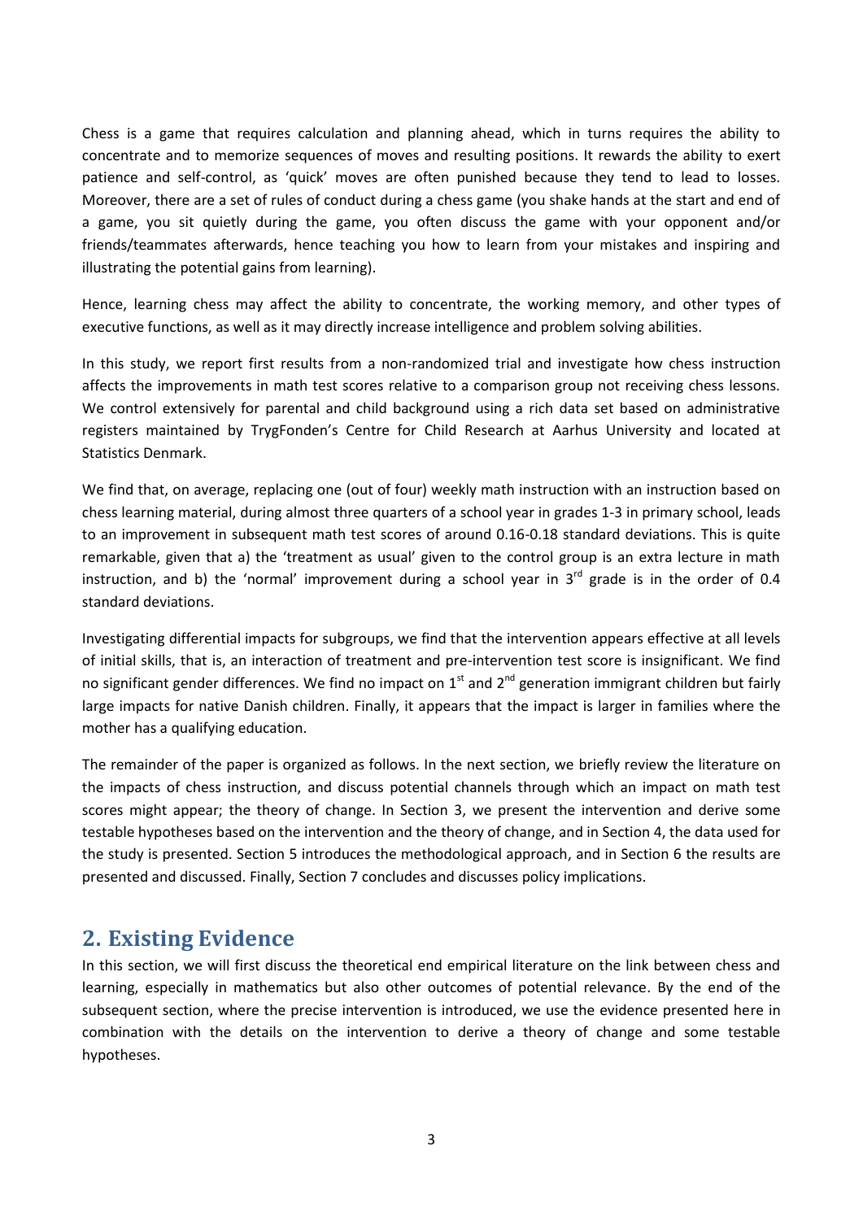Chess is a game that requires calculation and planning ahead, which in turns requires the ability to concentrate and to memorize sequences of moves and resulting positions. It rewards the ability to exert patience and self-control, as 'quick' moves are often punished because they tend to lead to losses. Moreover, there are a set of rules of conduct during a chess game (you shake hands at the start and end of a game, you sit quietly during the game, you often discuss the game with your opponent and/or friends/teammates afterwards, hence teaching you how to learn from your mistakes and inspiring and illustrating the potential gains from learning).

Hence, learning chess may affect the ability to concentrate, the working memory, and other types of executive functions, as well as it may directly increase intelligence and problem solving abilities.

In this study, we report first results from a non-randomized trial and investigate how chess instruction affects the improvements in math test scores relative to a comparison group not receiving chess lessons. We control extensively for parental and child background using a rich data set based on administrative registers maintained by TrygFonden's Centre for Child Research at Aarhus University and located at Statistics Denmark.

We find that, on average, replacing one (out of four) weekly math instruction with an instruction based on chess learning material, during almost three quarters of a school year in grades 1-3 in primary school, leads to an improvement in subsequent math test scores of around 0.16-0.18 standard deviations. This is quite remarkable, given that a) the 'treatment as usual' given to the control group is an extra lecture in math instruction, and b) the 'normal' improvement during a school year in 3rd grade is in the order of 0.4 standard deviations.

Investigating differential impacts for subgroups, we find that the intervention appears effective at all levels of initial skills, that is, an interaction of treatment and pre-intervention test score is insignificant. We find no significant gender differences. We find no impact on 1st and 2nd generation immigrant children but fairly large impacts for native Danish children. Finally, it appears that the impact is larger in families where the mother has a qualifying education.

The remainder of the paper is organized as follows. In the next section, we briefly review the literature on the impacts of chess instruction, and discuss potential channels through which an impact on math test scores might appear; the theory of change. In Section 3, we present the intervention and derive some testable hypotheses based on the intervention and the theory of change, and in Section 4, the data used for the study is presented. Section 5 introduces the methodological approach, and in Section 6 the results are presented and discussed. Finally, Section 7 concludes and discusses policy implications.

## 2. Existing Evidence

In this section, we will first discuss the theoretical end empirical literature on the link between chess and learning, especially in mathematics but also other outcomes of potential relevance. By the end of the subsequent section, where the precise intervention is introduced, we use the evidence presented here in combination with the details on the intervention to derive a theory of change and some testable hypotheses.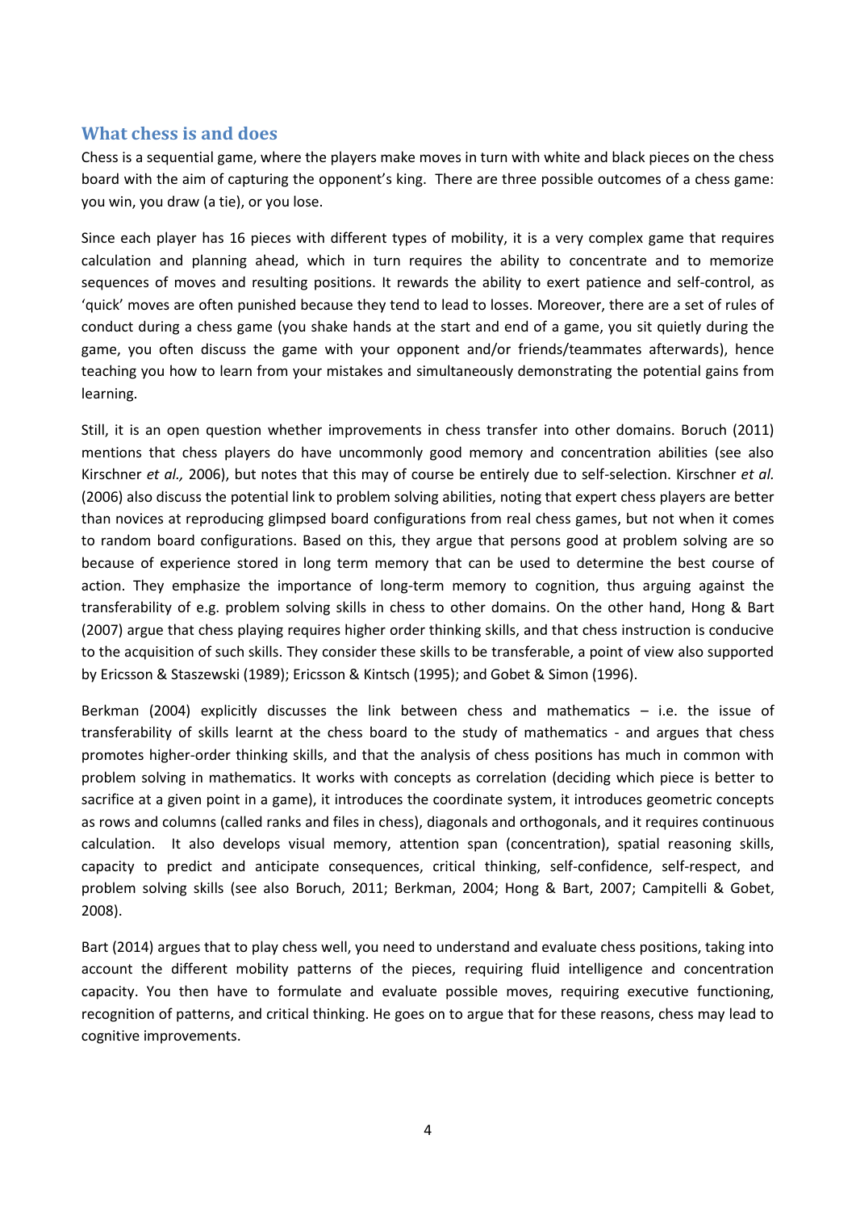## What chess is and does

Chess is a sequential game, where the players make moves in turn with white and black pieces on the chess board with the aim of capturing the opponent's king. There are three possible outcomes of a chess game: you win, you draw (a tie), or you lose.

Since each player has 16 pieces with different types of mobility, it is a very complex game that requires calculation and planning ahead, which in turn requires the ability to concentrate and to memorize sequences of moves and resulting positions. It rewards the ability to exert patience and self-control, as 'quick' moves are often punished because they tend to lead to losses. Moreover, there are a set of rules of conduct during a chess game (you shake hands at the start and end of a game, you sit quietly during the game, you often discuss the game with your opponent and/or friends/teammates afterwards), hence teaching you how to learn from your mistakes and simultaneously demonstrating the potential gains from learning.

Still, it is an open question whether improvements in chess transfer into other domains. Boruch (2011) mentions that chess players do have uncommonly good memory and concentration abilities (see also Kirschner *et al.,* 2006), but notes that this may of course be entirely due to self-selection. Kirschner *et al.* (2006) also discuss the potential link to problem solving abilities, noting that expert chess players are better than novices at reproducing glimpsed board configurations from real chess games, but not when it comes to random board configurations. Based on this, they argue that persons good at problem solving are so because of experience stored in long term memory that can be used to determine the best course of action. They emphasize the importance of long-term memory to cognition, thus arguing against the transferability of e.g. problem solving skills in chess to other domains. On the other hand, Hong & Bart (2007) argue that chess playing requires higher order thinking skills, and that chess instruction is conducive to the acquisition of such skills. They consider these skills to be transferable, a point of view also supported by Ericsson & Staszewski (1989); Ericsson & Kintsch (1995); and Gobet & Simon (1996).

Berkman (2004) explicitly discusses the link between chess and mathematics – i.e. the issue of transferability of skills learnt at the chess board to the study of mathematics - and argues that chess promotes higher-order thinking skills, and that the analysis of chess positions has much in common with problem solving in mathematics. It works with concepts as correlation (deciding which piece is better to sacrifice at a given point in a game), it introduces the coordinate system, it introduces geometric concepts as rows and columns (called ranks and files in chess), diagonals and orthogonals, and it requires continuous calculation. It also develops visual memory, attention span (concentration), spatial reasoning skills, capacity to predict and anticipate consequences, critical thinking, self-confidence, self-respect, and problem solving skills (see also Boruch, 2011; Berkman, 2004; Hong & Bart, 2007; Campitelli & Gobet, 2008).

Bart (2014) argues that to play chess well, you need to understand and evaluate chess positions, taking into account the different mobility patterns of the pieces, requiring fluid intelligence and concentration capacity. You then have to formulate and evaluate possible moves, requiring executive functioning, recognition of patterns, and critical thinking. He goes on to argue that for these reasons, chess may lead to cognitive improvements.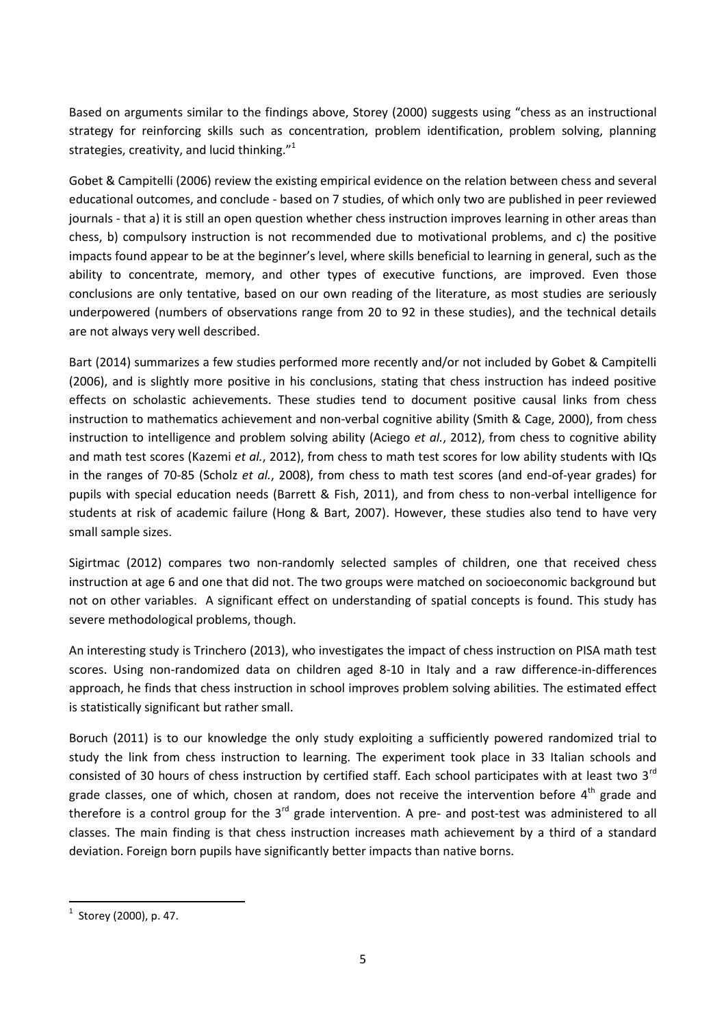Based on arguments similar to the findings above, Storey (2000) suggests using "chess as an instructional strategy for reinforcing skills such as concentration, problem identification, problem solving, planning strategies, creativity, and lucid thinking."[1]

Gobet & Campitelli (2006) review the existing empirical evidence on the relation between chess and several educational outcomes, and conclude - based on 7 studies, of which only two are published in peer reviewed journals - that a) it is still an open question whether chess instruction improves learning in other areas than chess, b) compulsory instruction is not recommended due to motivational problems, and c) the positive impacts found appear to be at the beginner's level, where skills beneficial to learning in general, such as the ability to concentrate, memory, and other types of executive functions, are improved. Even those conclusions are only tentative, based on our own reading of the literature, as most studies are seriously underpowered (numbers of observations range from 20 to 92 in these studies), and the technical details are not always very well described.

Bart (2014) summarizes a few studies performed more recently and/or not included by Gobet & Campitelli (2006), and is slightly more positive in his conclusions, stating that chess instruction has indeed positive effects on scholastic achievements. These studies tend to document positive causal links from chess instruction to mathematics achievement and non-verbal cognitive ability (Smith & Cage, 2000), from chess instruction to intelligence and problem solving ability (Aciego *et al.*, 2012), from chess to cognitive ability and math test scores (Kazemi *et al.*, 2012), from chess to math test scores for low ability students with IQs in the ranges of 70-85 (Scholz *et al.*, 2008), from chess to math test scores (and end-of-year grades) for pupils with special education needs (Barrett & Fish, 2011), and from chess to non-verbal intelligence for students at risk of academic failure (Hong & Bart, 2007). However, these studies also tend to have very small sample sizes.

Sigirtmac (2012) compares two non-randomly selected samples of children, one that received chess instruction at age 6 and one that did not. The two groups were matched on socioeconomic background but not on other variables. A significant effect on understanding of spatial concepts is found. This study has severe methodological problems, though.

An interesting study is Trinchero (2013), who investigates the impact of chess instruction on PISA math test scores. Using non-randomized data on children aged 8-10 in Italy and a raw difference-in-differences approach, he finds that chess instruction in school improves problem solving abilities. The estimated effect is statistically significant but rather small.

Boruch (2011) is to our knowledge the only study exploiting a sufficiently powered randomized trial to study the link from chess instruction to learning. The experiment took place in 33 Italian schools and consisted of 30 hours of chess instruction by certified staff. Each school participates with at least two 3rd grade classes, one of which, chosen at random, does not receive the intervention before 4th grade and therefore is a control group for the 3rd grade intervention. A pre- and post-test was administered to all classes. The main finding is that chess instruction increases math achievement by a third of a standard deviation. Foreign born pupils have significantly better impacts than native borns.

[1] Storey (2000), p. 47.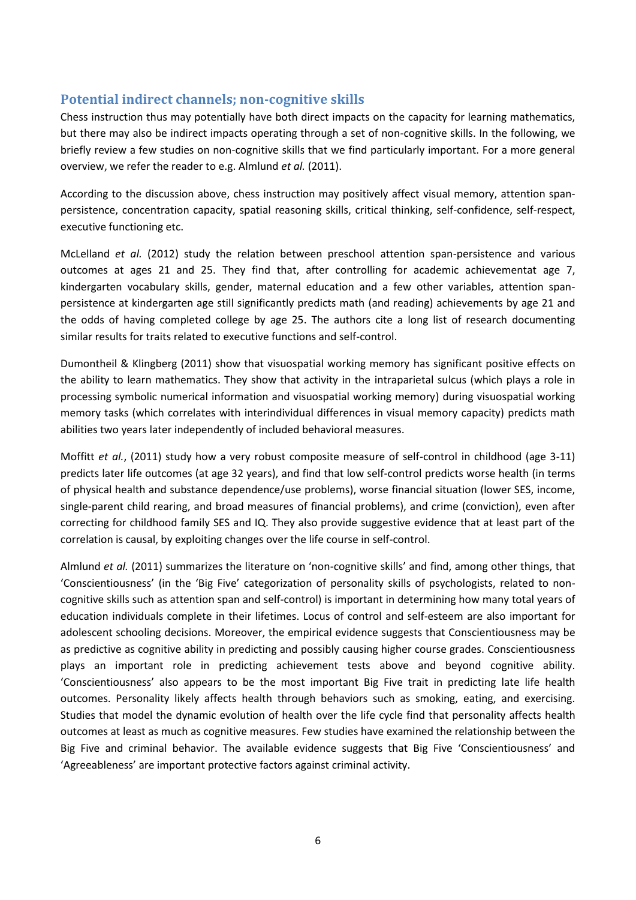## Potential indirect channels; non-cognitive skills

Chess instruction thus may potentially have both direct impacts on the capacity for learning mathematics, but there may also be indirect impacts operating through a set of non-cognitive skills. In the following, we briefly review a few studies on non-cognitive skills that we find particularly important. For a more general overview, we refer the reader to e.g. Almlund *et al.* (2011).

According to the discussion above, chess instruction may positively affect visual memory, attention span-persistence, concentration capacity, spatial reasoning skills, critical thinking, self-confidence, self-respect, executive functioning etc.

McLelland *et al.* (2012) study the relation between preschool attention span-persistence and various outcomes at ages 21 and 25. They find that, after controlling for academic achievementat age 7, kindergarten vocabulary skills, gender, maternal education and a few other variables, attention span-persistence at kindergarten age still significantly predicts math (and reading) achievements by age 21 and the odds of having completed college by age 25. The authors cite a long list of research documenting similar results for traits related to executive functions and self-control.

Dumontheil & Klingberg (2011) show that visuospatial working memory has significant positive effects on the ability to learn mathematics. They show that activity in the intraparietal sulcus (which plays a role in processing symbolic numerical information and visuospatial working memory) during visuospatial working memory tasks (which correlates with interindividual differences in visual memory capacity) predicts math abilities two years later independently of included behavioral measures.

Moffitt *et al.*, (2011) study how a very robust composite measure of self-control in childhood (age 3-11) predicts later life outcomes (at age 32 years), and find that low self-control predicts worse health (in terms of physical health and substance dependence/use problems), worse financial situation (lower SES, income, single-parent child rearing, and broad measures of financial problems), and crime (conviction), even after correcting for childhood family SES and IQ. They also provide suggestive evidence that at least part of the correlation is causal, by exploiting changes over the life course in self-control.

Almlund *et al.* (2011) summarizes the literature on 'non-cognitive skills' and find, among other things, that 'Conscientiousness' (in the 'Big Five' categorization of personality skills of psychologists, related to non-cognitive skills such as attention span and self-control) is important in determining how many total years of education individuals complete in their lifetimes. Locus of control and self-esteem are also important for adolescent schooling decisions. Moreover, the empirical evidence suggests that Conscientiousness may be as predictive as cognitive ability in predicting and possibly causing higher course grades. Conscientiousness plays an important role in predicting achievement tests above and beyond cognitive ability. 'Conscientiousness' also appears to be the most important Big Five trait in predicting late life health outcomes. Personality likely affects health through behaviors such as smoking, eating, and exercising. Studies that model the dynamic evolution of health over the life cycle find that personality affects health outcomes at least as much as cognitive measures. Few studies have examined the relationship between the Big Five and criminal behavior. The available evidence suggests that Big Five 'Conscientiousness' and 'Agreeableness' are important protective factors against criminal activity.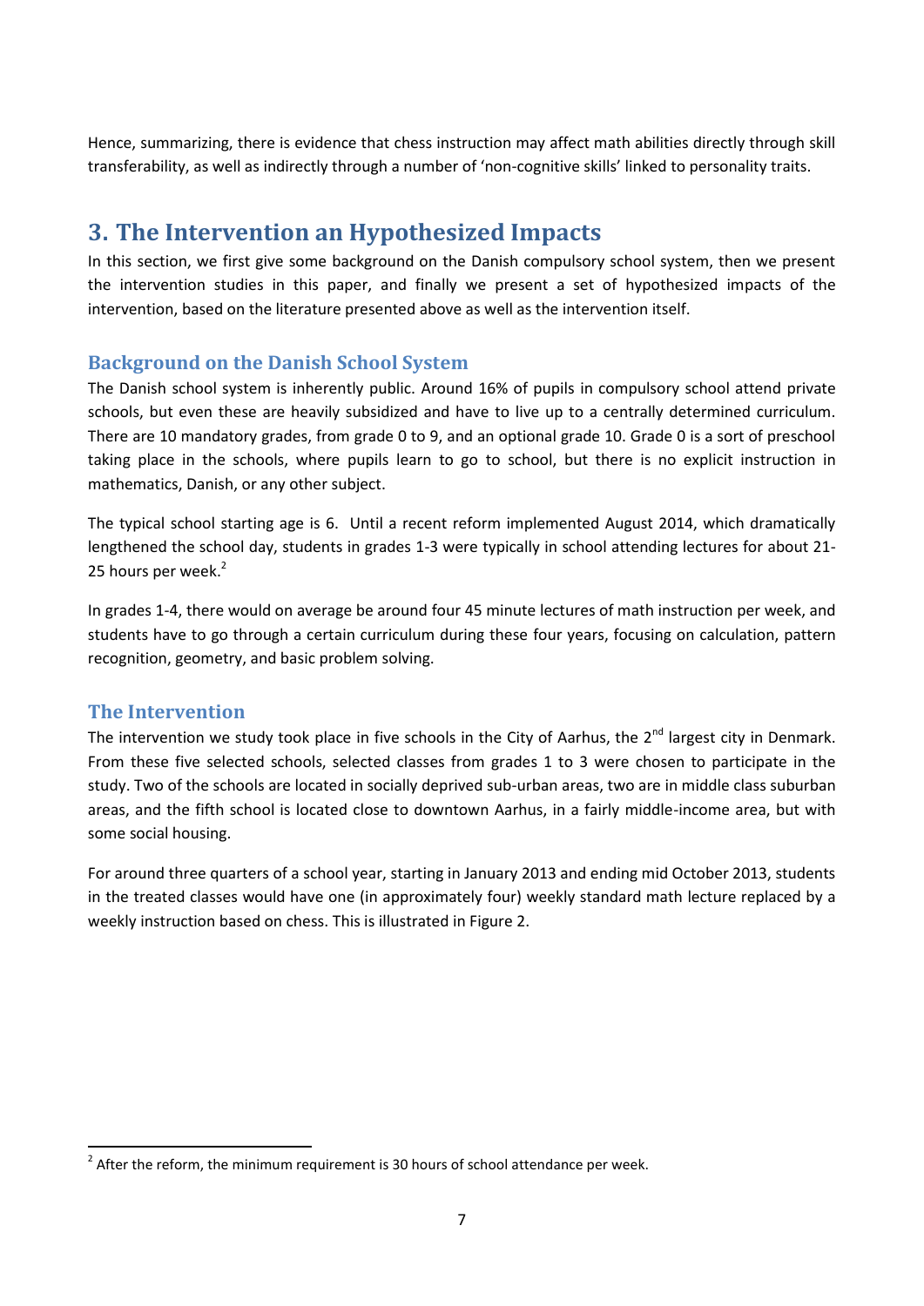Hence, summarizing, there is evidence that chess instruction may affect math abilities directly through skill transferability, as well as indirectly through a number of 'non-cognitive skills' linked to personality traits.

# 3. The Intervention an Hypothesized Impacts

In this section, we first give some background on the Danish compulsory school system, then we present the intervention studies in this paper, and finally we present a set of hypothesized impacts of the intervention, based on the literature presented above as well as the intervention itself.

## Background on the Danish School System

The Danish school system is inherently public. Around 16% of pupils in compulsory school attend private schools, but even these are heavily subsidized and have to live up to a centrally determined curriculum. There are 10 mandatory grades, from grade 0 to 9, and an optional grade 10. Grade 0 is a sort of preschool taking place in the schools, where pupils learn to go to school, but there is no explicit instruction in mathematics, Danish, or any other subject.

The typical school starting age is 6. Until a recent reform implemented August 2014, which dramatically lengthened the school day, students in grades 1-3 were typically in school attending lectures for about 21-25 hours per week.[2]

In grades 1-4, there would on average be around four 45 minute lectures of math instruction per week, and students have to go through a certain curriculum during these four years, focusing on calculation, pattern recognition, geometry, and basic problem solving.

## The Intervention

The intervention we study took place in five schools in the City of Aarhus, the 2nd largest city in Denmark. From these five selected schools, selected classes from grades 1 to 3 were chosen to participate in the study. Two of the schools are located in socially deprived sub-urban areas, two are in middle class suburban areas, and the fifth school is located close to downtown Aarhus, in a fairly middle-income area, but with some social housing.

For around three quarters of a school year, starting in January 2013 and ending mid October 2013, students in the treated classes would have one (in approximately four) weekly standard math lecture replaced by a weekly instruction based on chess. This is illustrated in Figure 2.

[2] After the reform, the minimum requirement is 30 hours of school attendance per week.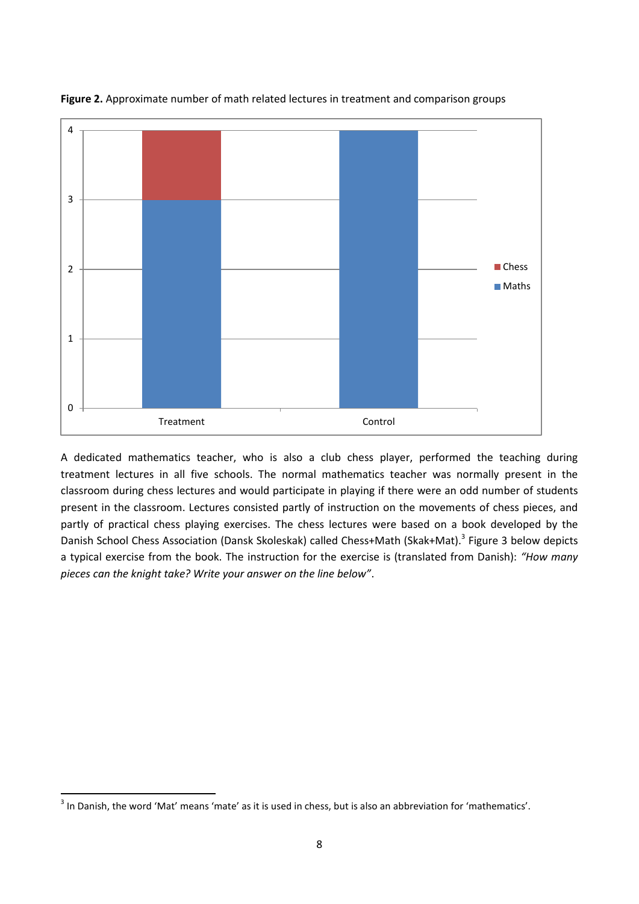**Figure 2.** Approximate number of math related lectures in treatment and comparison groups

A dedicated mathematics teacher, who is also a club chess player, performed the teaching during treatment lectures in all five schools. The normal mathematics teacher was normally present in the classroom during chess lectures and would participate in playing if there were an odd number of students present in the classroom. Lectures consisted partly of instruction on the movements of chess pieces, and partly of practical chess playing exercises. The chess lectures were based on a book developed by the Danish School Chess Association (Dansk Skoleskak) called Chess+Math (Skak+Mat).[3] Figure 3 below depicts a typical exercise from the book. The instruction for the exercise is (translated from Danish): *"How many pieces can the knight take? Write your answer on the line below"*.

[3] In Danish, the word 'Mat' means 'mate' as it is used in chess, but is also an abbreviation for 'mathematics'.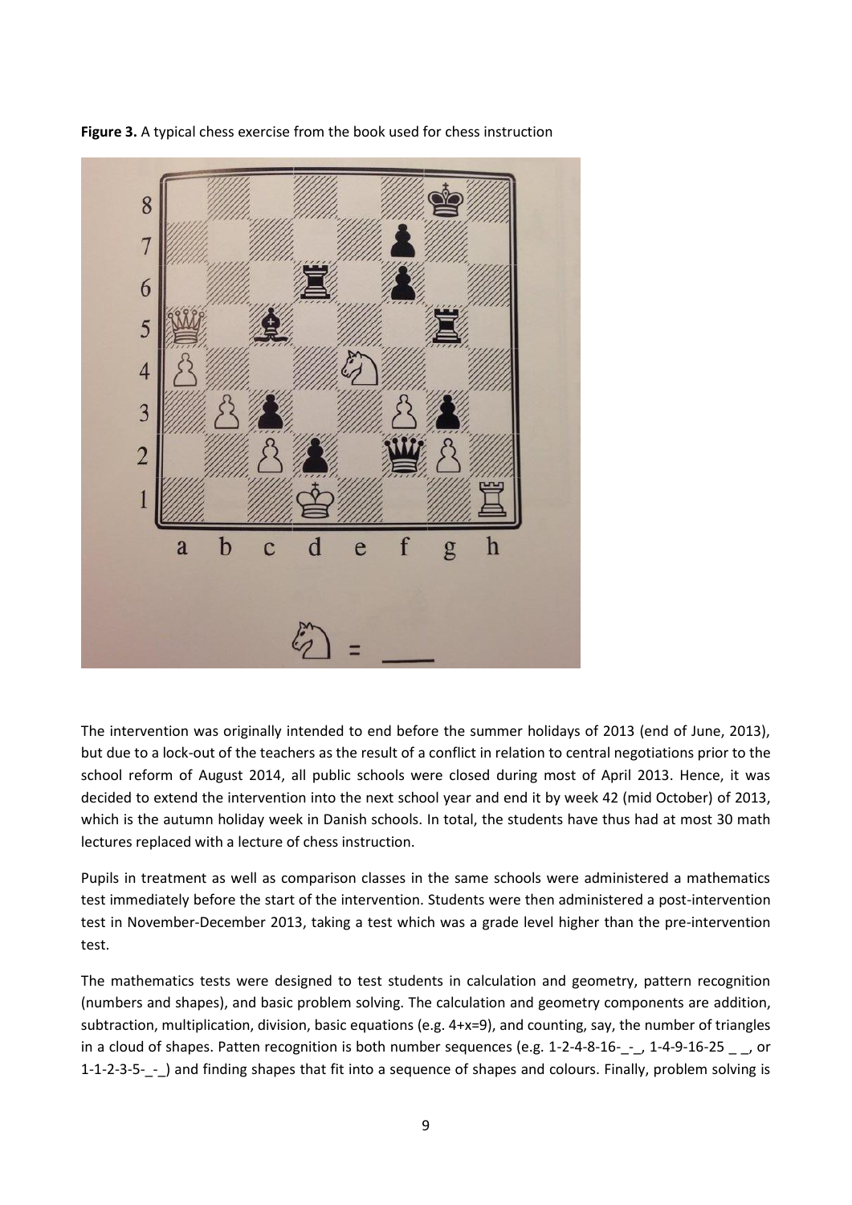**Figure 3.** A typical chess exercise from the book used for chess instruction

The intervention was originally intended to end before the summer holidays of 2013 (end of June, 2013), but due to a lock-out of the teachers as the result of a conflict in relation to central negotiations prior to the school reform of August 2014, all public schools were closed during most of April 2013. Hence, it was decided to extend the intervention into the next school year and end it by week 42 (mid October) of 2013, which is the autumn holiday week in Danish schools. In total, the students have thus had at most 30 math lectures replaced with a lecture of chess instruction.

Pupils in treatment as well as comparison classes in the same schools were administered a mathematics test immediately before the start of the intervention. Students were then administered a post-intervention test in November-December 2013, taking a test which was a grade level higher than the pre-intervention test.

The mathematics tests were designed to test students in calculation and geometry, pattern recognition (numbers and shapes), and basic problem solving. The calculation and geometry components are addition, subtraction, multiplication, division, basic equations (e.g. 4+x=9), and counting, say, the number of triangles in a cloud of shapes. Patten recognition is both number sequences (e.g. 1-2-4-8-16-_-_, 1-4-9-16-25 _ _, or 1-1-2-3-5-_-_) and finding shapes that fit into a sequence of shapes and colours. Finally, problem solving is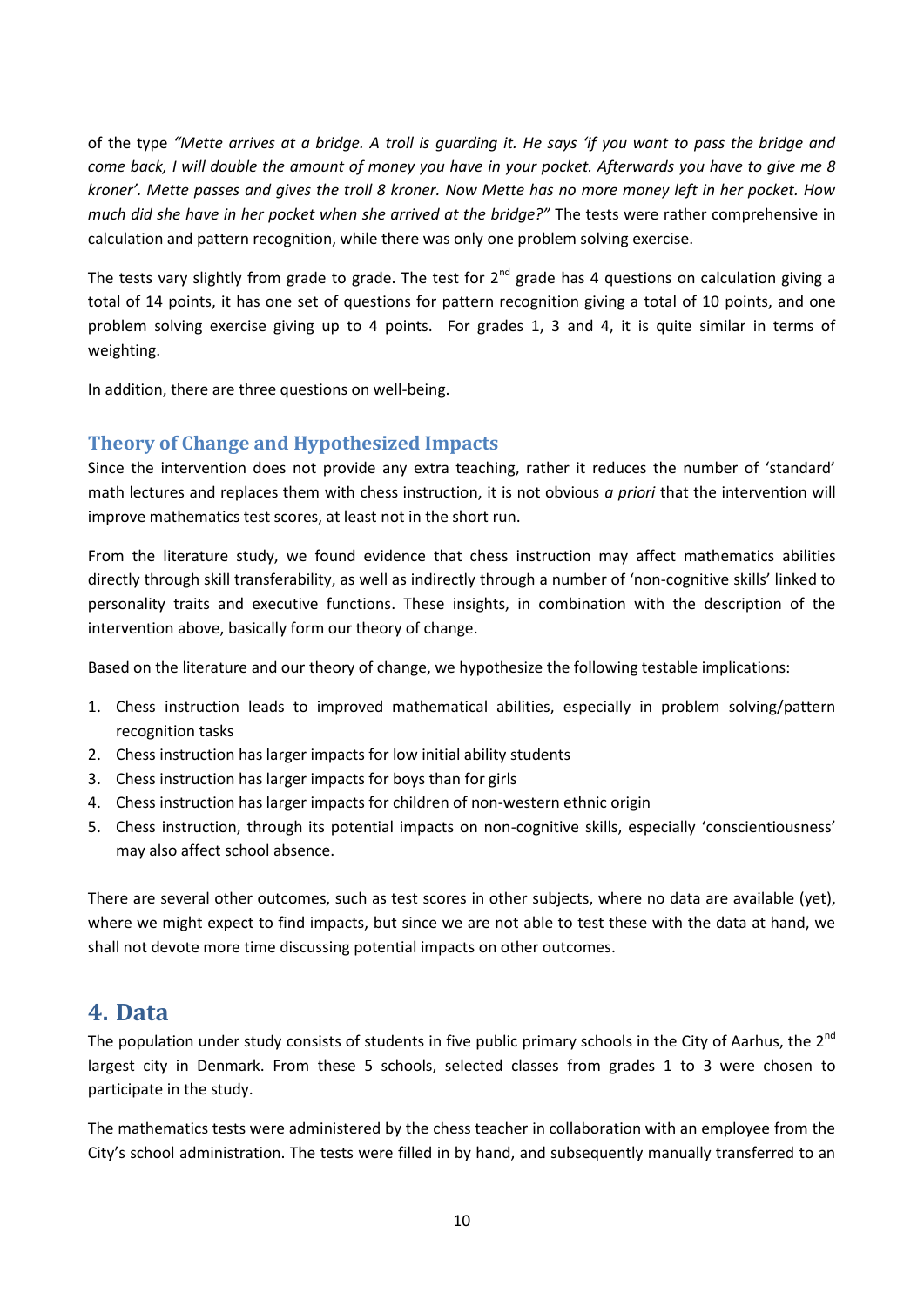of the type *"Mette arrives at a bridge. A troll is guarding it. He says 'if you want to pass the bridge and come back, I will double the amount of money you have in your pocket. Afterwards you have to give me 8 kroner'. Mette passes and gives the troll 8 kroner. Now Mette has no more money left in her pocket. How much did she have in her pocket when she arrived at the bridge?"* The tests were rather comprehensive in calculation and pattern recognition, while there was only one problem solving exercise.

The tests vary slightly from grade to grade. The test for 2nd grade has 4 questions on calculation giving a total of 14 points, it has one set of questions for pattern recognition giving a total of 10 points, and one problem solving exercise giving up to 4 points. For grades 1, 3 and 4, it is quite similar in terms of weighting.

In addition, there are three questions on well-being.

### Theory of Change and Hypothesized Impacts

Since the intervention does not provide any extra teaching, rather it reduces the number of 'standard' math lectures and replaces them with chess instruction, it is not obvious *a priori* that the intervention will improve mathematics test scores, at least not in the short run.

From the literature study, we found evidence that chess instruction may affect mathematics abilities directly through skill transferability, as well as indirectly through a number of 'non-cognitive skills' linked to personality traits and executive functions. These insights, in combination with the description of the intervention above, basically form our theory of change.

Based on the literature and our theory of change, we hypothesize the following testable implications:

1. Chess instruction leads to improved mathematical abilities, especially in problem solving/pattern recognition tasks
2. Chess instruction has larger impacts for low initial ability students
3. Chess instruction has larger impacts for boys than for girls
4. Chess instruction has larger impacts for children of non-western ethnic origin
5. Chess instruction, through its potential impacts on non-cognitive skills, especially 'conscientiousness' may also affect school absence.

There are several other outcomes, such as test scores in other subjects, where no data are available (yet), where we might expect to find impacts, but since we are not able to test these with the data at hand, we shall not devote more time discussing potential impacts on other outcomes.

## 4. Data

The population under study consists of students in five public primary schools in the City of Aarhus, the 2nd largest city in Denmark. From these 5 schools, selected classes from grades 1 to 3 were chosen to participate in the study.

The mathematics tests were administered by the chess teacher in collaboration with an employee from the City's school administration. The tests were filled in by hand, and subsequently manually transferred to an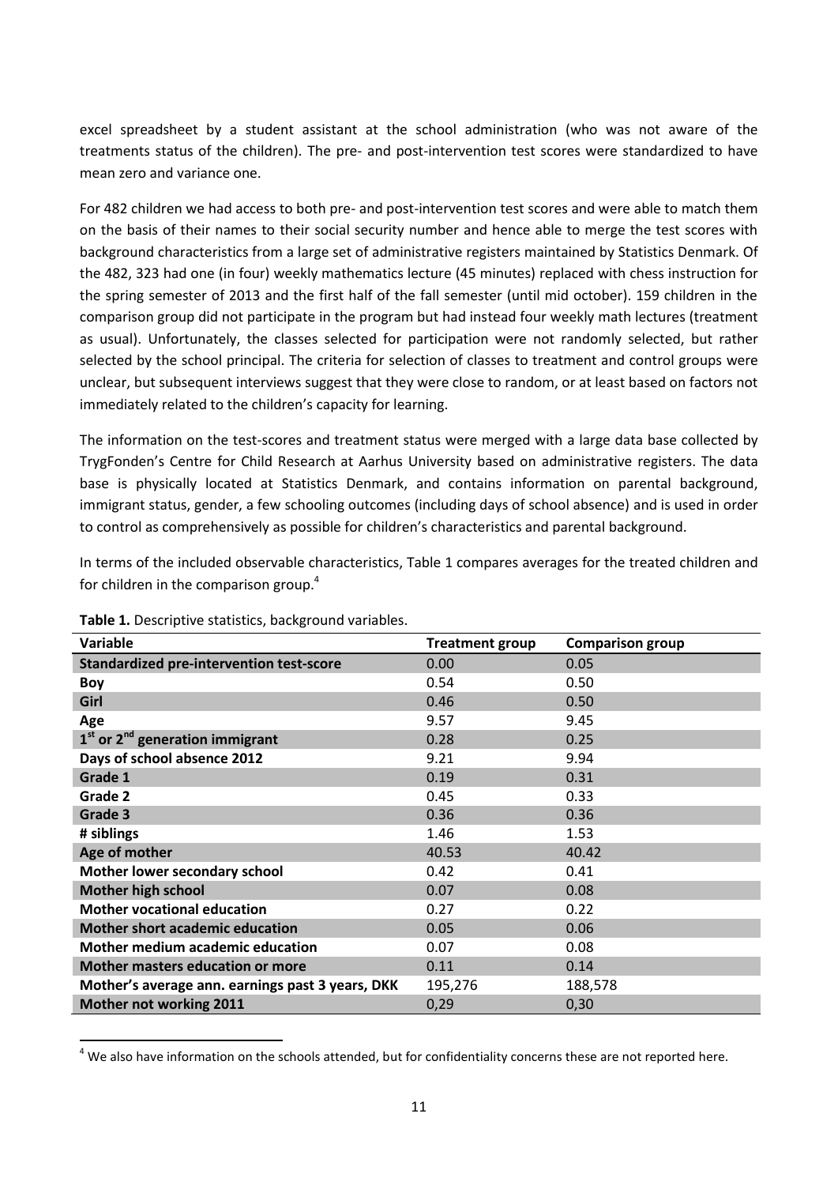excel spreadsheet by a student assistant at the school administration (who was not aware of the treatments status of the children). The pre- and post-intervention test scores were standardized to have mean zero and variance one.

For 482 children we had access to both pre- and post-intervention test scores and were able to match them on the basis of their names to their social security number and hence able to merge the test scores with background characteristics from a large set of administrative registers maintained by Statistics Denmark. Of the 482, 323 had one (in four) weekly mathematics lecture (45 minutes) replaced with chess instruction for the spring semester of 2013 and the first half of the fall semester (until mid october). 159 children in the comparison group did not participate in the program but had instead four weekly math lectures (treatment as usual). Unfortunately, the classes selected for participation were not randomly selected, but rather selected by the school principal. The criteria for selection of classes to treatment and control groups were unclear, but subsequent interviews suggest that they were close to random, or at least based on factors not immediately related to the children's capacity for learning.

The information on the test-scores and treatment status were merged with a large data base collected by TrygFonden's Centre for Child Research at Aarhus University based on administrative registers. The data base is physically located at Statistics Denmark, and contains information on parental background, immigrant status, gender, a few schooling outcomes (including days of school absence) and is used in order to control as comprehensively as possible for children's characteristics and parental background.

In terms of the included observable characteristics, Table 1 compares averages for the treated children and for children in the comparison group.[4]

**Table 1.** Descriptive statistics, background variables.

| Variable | Treatment group | Comparison group |
|---|---|---|
| **Standardized pre-intervention test-score** | 0.00 | 0.05 |
| **Boy** | 0.54 | 0.50 |
| **Girl** | 0.46 | 0.50 |
| **Age** | 9.57 | 9.45 |
| **1st or 2nd generation immigrant** | 0.28 | 0.25 |
| **Days of school absence 2012** | 9.21 | 9.94 |
| **Grade 1** | 0.19 | 0.31 |
| **Grade 2** | 0.45 | 0.33 |
| **Grade 3** | 0.36 | 0.36 |
| **# siblings** | 1.46 | 1.53 |
| **Age of mother** | 40.53 | 40.42 |
| **Mother lower secondary school** | 0.42 | 0.41 |
| **Mother high school** | 0.07 | 0.08 |
| **Mother vocational education** | 0.27 | 0.22 |
| **Mother short academic education** | 0.05 | 0.06 |
| **Mother medium academic education** | 0.07 | 0.08 |
| **Mother masters education or more** | 0.11 | 0.14 |
| **Mother's average ann. earnings past 3 years, DKK** | 195,276 | 188,578 |
| **Mother not working 2011** | 0,29 | 0,30 |

[4] We also have information on the schools attended, but for confidentiality concerns these are not reported here.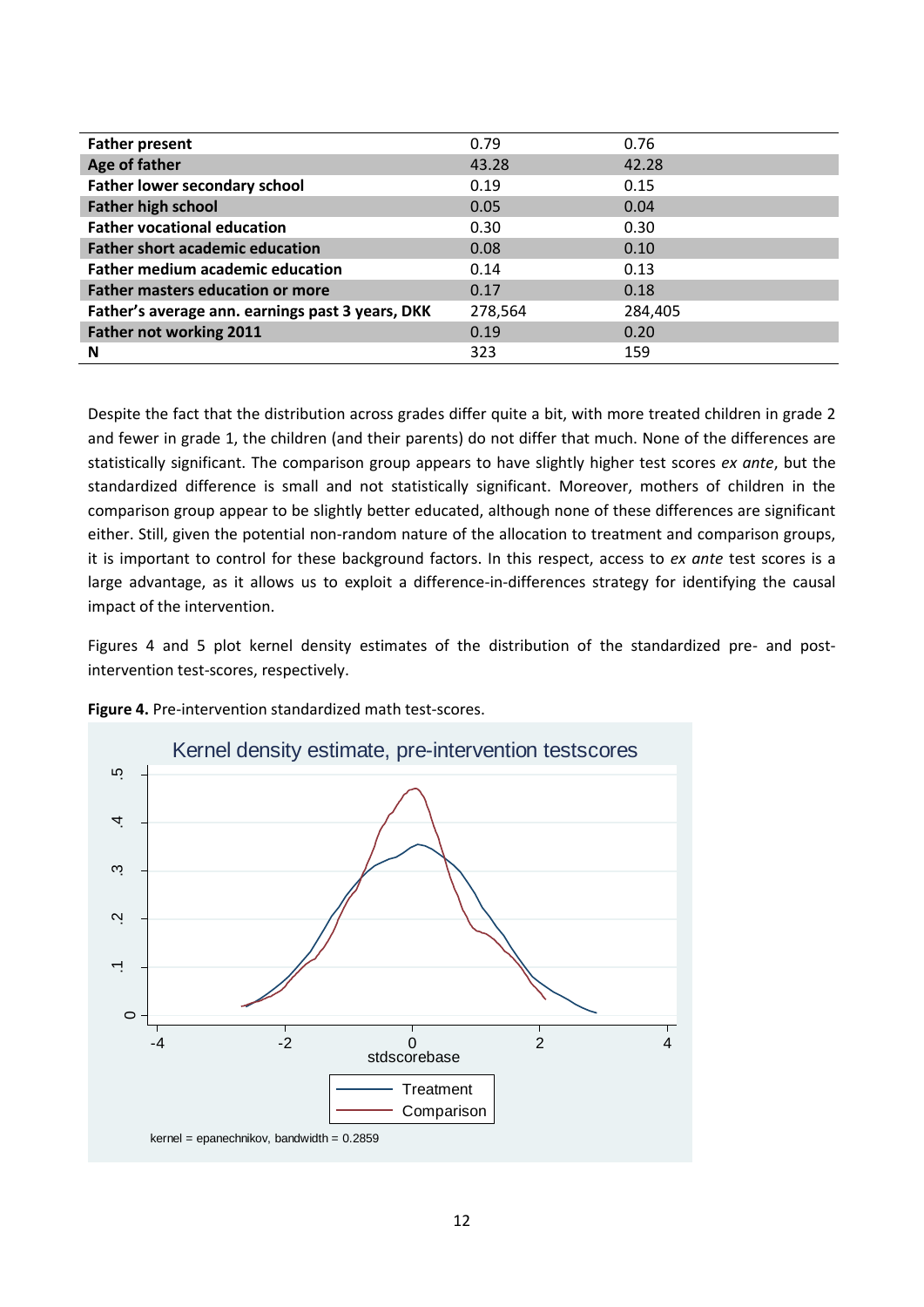| Father present | 0.79 | 0.76 |
|---|---|---|
| Age of father | 43.28 | 42.28 |
| Father lower secondary school | 0.19 | 0.15 |
| Father high school | 0.05 | 0.04 |
| Father vocational education | 0.30 | 0.30 |
| Father short academic education | 0.08 | 0.10 |
| Father medium academic education | 0.14 | 0.13 |
| Father masters education or more | 0.17 | 0.18 |
| Father's average ann. earnings past 3 years, DKK | 278,564 | 284,405 |
| Father not working 2011 | 0.19 | 0.20 |
| N | 323 | 159 |

Despite the fact that the distribution across grades differ quite a bit, with more treated children in grade 2 and fewer in grade 1, the children (and their parents) do not differ that much. None of the differences are statistically significant. The comparison group appears to have slightly higher test scores *ex ante*, but the standardized difference is small and not statistically significant. Moreover, mothers of children in the comparison group appear to be slightly better educated, although none of these differences are significant either. Still, given the potential non-random nature of the allocation to treatment and comparison groups, it is important to control for these background factors. In this respect, access to *ex ante* test scores is a large advantage, as it allows us to exploit a difference-in-differences strategy for identifying the causal impact of the intervention.

Figures 4 and 5 plot kernel density estimates of the distribution of the standardized pre- and post-intervention test-scores, respectively.

**Figure 4.** Pre-intervention standardized math test-scores.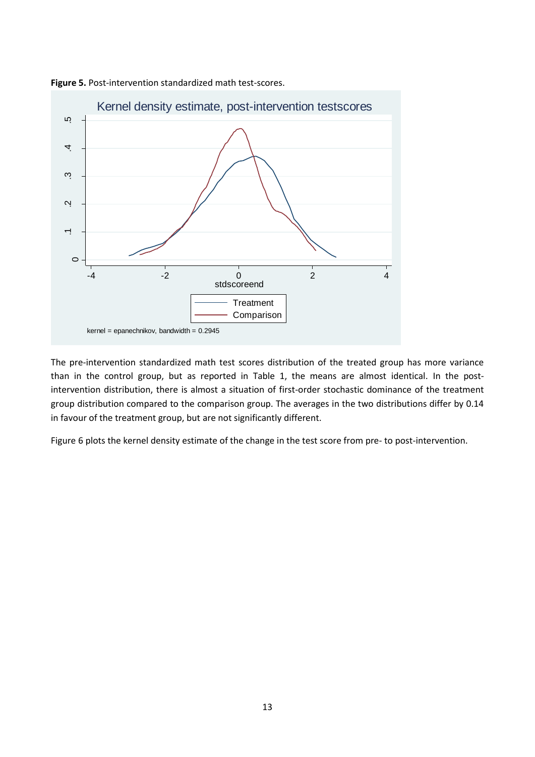**Figure 5.** Post-intervention standardized math test-scores.

The pre-intervention standardized math test scores distribution of the treated group has more variance than in the control group, but as reported in Table 1, the means are almost identical. In the post-intervention distribution, there is almost a situation of first-order stochastic dominance of the treatment group distribution compared to the comparison group. The averages in the two distributions differ by 0.14 in favour of the treatment group, but are not significantly different.

Figure 6 plots the kernel density estimate of the change in the test score from pre- to post-intervention.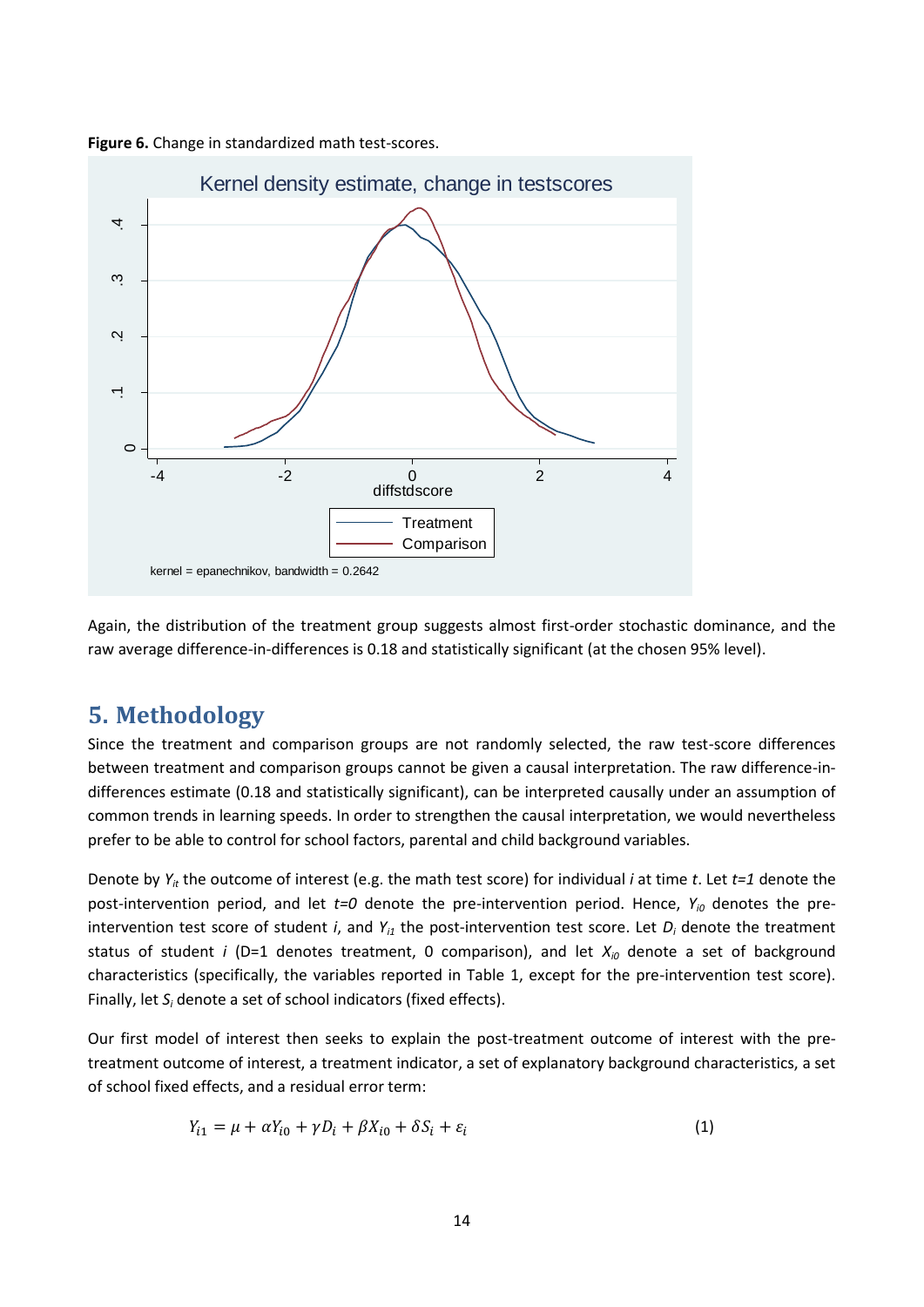**Figure 6.** Change in standardized math test-scores.

Again, the distribution of the treatment group suggests almost first-order stochastic dominance, and the raw average difference-in-differences is 0.18 and statistically significant (at the chosen 95% level).

## 5. Methodology

Since the treatment and comparison groups are not randomly selected, the raw test-score differences between treatment and comparison groups cannot be given a causal interpretation. The raw difference-in-differences estimate (0.18 and statistically significant), can be interpreted causally under an assumption of common trends in learning speeds. In order to strengthen the causal interpretation, we would nevertheless prefer to be able to control for school factors, parental and child background variables.

Denote by $Y_{it}$ the outcome of interest (e.g. the math test score) for individual $i$ at time $t$. Let $t=1$ denote the post-intervention period, and let $t=0$ denote the pre-intervention period. Hence, $Y_{i0}$ denotes the pre-intervention test score of student $i$, and $Y_{i1}$ the post-intervention test score. Let $D_i$ denote the treatment status of student $i$ (D=1 denotes treatment, 0 comparison), and let $X_{i0}$ denote a set of background characteristics (specifically, the variables reported in Table 1, except for the pre-intervention test score). Finally, let $S_i$ denote a set of school indicators (fixed effects).

Our first model of interest then seeks to explain the post-treatment outcome of interest with the pre-treatment outcome of interest, a treatment indicator, a set of explanatory background characteristics, a set of school fixed effects, and a residual error term:

$$Y_{i1} = \mu + \alpha Y_{i0} + \gamma D_i + \beta X_{i0} + \delta S_i + \varepsilon_i \tag{1}$$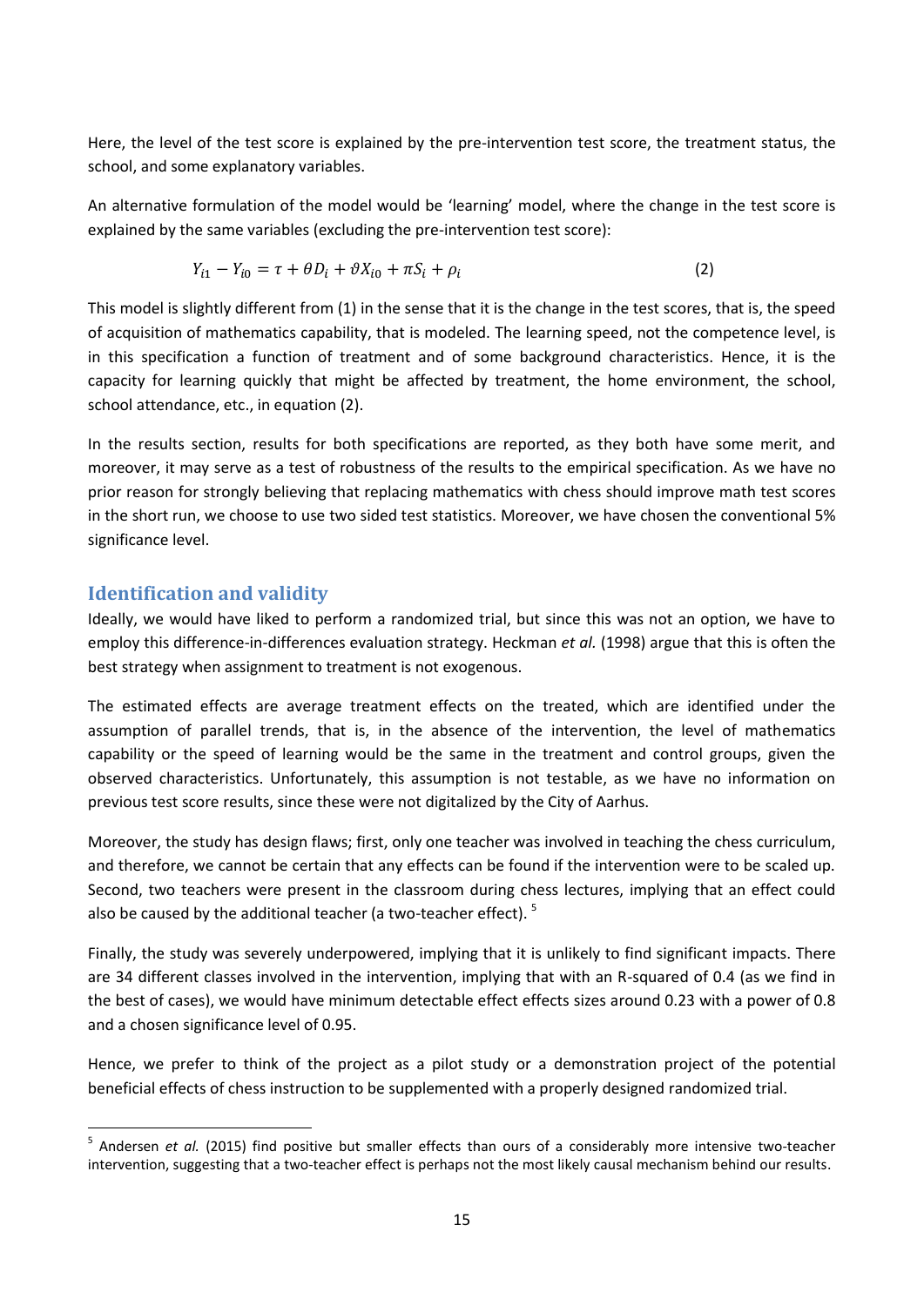Here, the level of the test score is explained by the pre-intervention test score, the treatment status, the school, and some explanatory variables.

An alternative formulation of the model would be 'learning' model, where the change in the test score is explained by the same variables (excluding the pre-intervention test score):

$$Y_{i1} - Y_{i0} = \tau + \theta D_i + \vartheta X_{i0} + \pi S_i + \rho_i \tag{2}$$

This model is slightly different from (1) in the sense that it is the change in the test scores, that is, the speed of acquisition of mathematics capability, that is modeled. The learning speed, not the competence level, is in this specification a function of treatment and of some background characteristics. Hence, it is the capacity for learning quickly that might be affected by treatment, the home environment, the school, school attendance, etc., in equation (2).

In the results section, results for both specifications are reported, as they both have some merit, and moreover, it may serve as a test of robustness of the results to the empirical specification. As we have no prior reason for strongly believing that replacing mathematics with chess should improve math test scores in the short run, we choose to use two sided test statistics. Moreover, we have chosen the conventional 5% significance level.

## Identification and validity

Ideally, we would have liked to perform a randomized trial, but since this was not an option, we have to employ this difference-in-differences evaluation strategy. Heckman *et al.* (1998) argue that this is often the best strategy when assignment to treatment is not exogenous.

The estimated effects are average treatment effects on the treated, which are identified under the assumption of parallel trends, that is, in the absence of the intervention, the level of mathematics capability or the speed of learning would be the same in the treatment and control groups, given the observed characteristics. Unfortunately, this assumption is not testable, as we have no information on previous test score results, since these were not digitalized by the City of Aarhus.

Moreover, the study has design flaws; first, only one teacher was involved in teaching the chess curriculum, and therefore, we cannot be certain that any effects can be found if the intervention were to be scaled up. Second, two teachers were present in the classroom during chess lectures, implying that an effect could also be caused by the additional teacher (a two-teacher effect). [5]

Finally, the study was severely underpowered, implying that it is unlikely to find significant impacts. There are 34 different classes involved in the intervention, implying that with an R-squared of 0.4 (as we find in the best of cases), we would have minimum detectable effect effects sizes around 0.23 with a power of 0.8 and a chosen significance level of 0.95.

Hence, we prefer to think of the project as a pilot study or a demonstration project of the potential beneficial effects of chess instruction to be supplemented with a properly designed randomized trial.

[5] Andersen *et al.* (2015) find positive but smaller effects than ours of a considerably more intensive two-teacher intervention, suggesting that a two-teacher effect is perhaps not the most likely causal mechanism behind our results.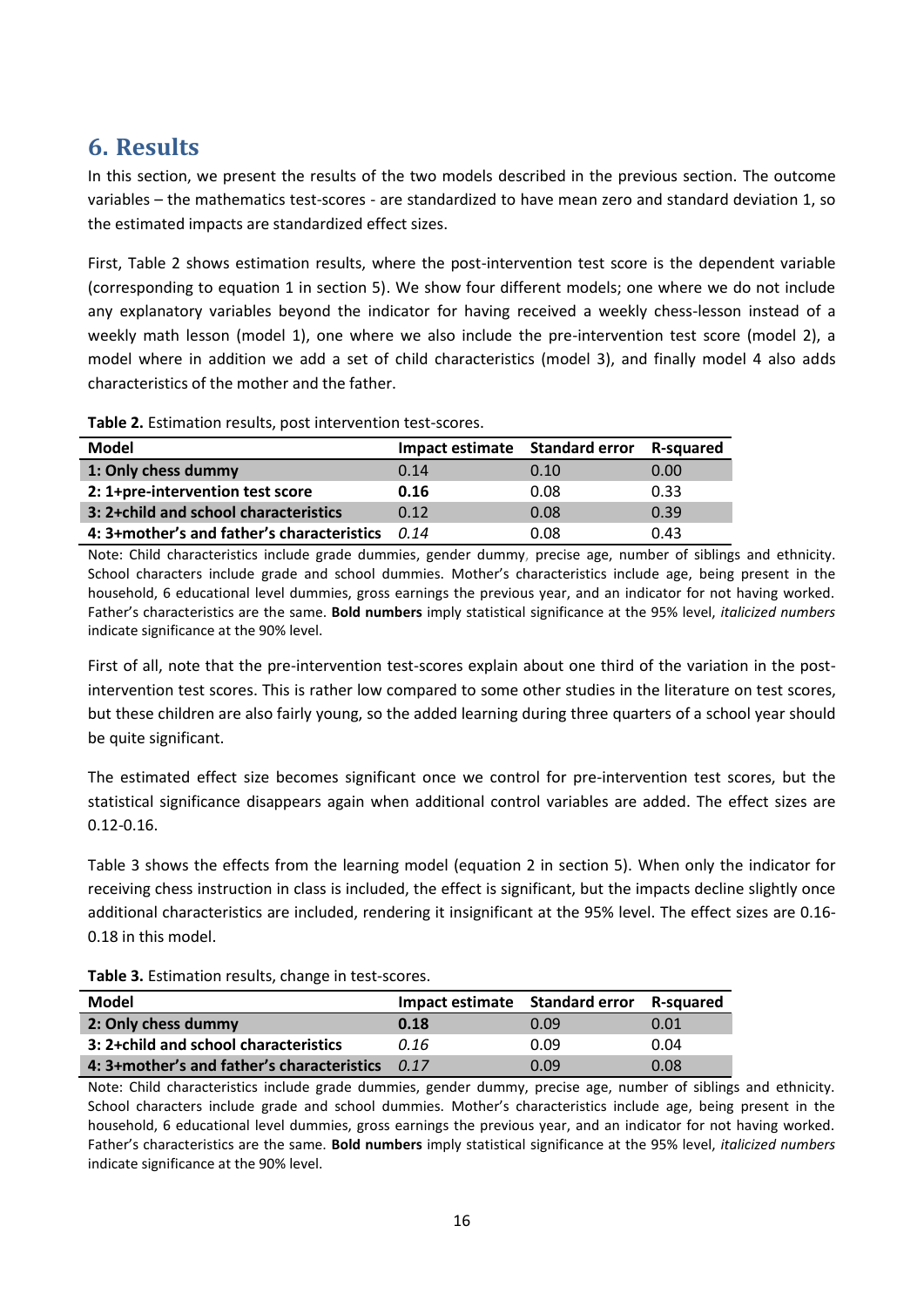## 6. Results

In this section, we present the results of the two models described in the previous section. The outcome variables – the mathematics test-scores - are standardized to have mean zero and standard deviation 1, so the estimated impacts are standardized effect sizes.

First, Table 2 shows estimation results, where the post-intervention test score is the dependent variable (corresponding to equation 1 in section 5). We show four different models; one where we do not include any explanatory variables beyond the indicator for having received a weekly chess-lesson instead of a weekly math lesson (model 1), one where we also include the pre-intervention test score (model 2), a model where in addition we add a set of child characteristics (model 3), and finally model 4 also adds characteristics of the mother and the father.

**Table 2.** Estimation results, post intervention test-scores.

| Model | Impact estimate | Standard error | R-squared |
|---|---|---|---|
| **1: Only chess dummy** | 0.14 | 0.10 | 0.00 |
| **2: 1+pre-intervention test score** | **0.16** | 0.08 | 0.33 |
| **3: 2+child and school characteristics** | 0.12 | 0.08 | 0.39 |
| **4: 3+mother's and father's characteristics** | *0.14* | 0.08 | 0.43 |

Note: Child characteristics include grade dummies, gender dummy, precise age, number of siblings and ethnicity. School characters include grade and school dummies. Mother's characteristics include age, being present in the household, 6 educational level dummies, gross earnings the previous year, and an indicator for not having worked. Father's characteristics are the same. **Bold numbers** imply statistical significance at the 95% level, *italicized numbers* indicate significance at the 90% level.

First of all, note that the pre-intervention test-scores explain about one third of the variation in the post-intervention test scores. This is rather low compared to some other studies in the literature on test scores, but these children are also fairly young, so the added learning during three quarters of a school year should be quite significant.

The estimated effect size becomes significant once we control for pre-intervention test scores, but the statistical significance disappears again when additional control variables are added. The effect sizes are 0.12-0.16.

Table 3 shows the effects from the learning model (equation 2 in section 5). When only the indicator for receiving chess instruction in class is included, the effect is significant, but the impacts decline slightly once additional characteristics are included, rendering it insignificant at the 95% level. The effect sizes are 0.16-0.18 in this model.

**Table 3.** Estimation results, change in test-scores.

| Model | Impact estimate | Standard error | R-squared |
|---|---|---|---|
| **2: Only chess dummy** | **0.18** | 0.09 | 0.01 |
| **3: 2+child and school characteristics** | *0.16* | 0.09 | 0.04 |
| **4: 3+mother's and father's characteristics** | *0.17* | 0.09 | 0.08 |

Note: Child characteristics include grade dummies, gender dummy, precise age, number of siblings and ethnicity. School characters include grade and school dummies. Mother's characteristics include age, being present in the household, 6 educational level dummies, gross earnings the previous year, and an indicator for not having worked. Father's characteristics are the same. **Bold numbers** imply statistical significance at the 95% level, *italicized numbers* indicate significance at the 90% level.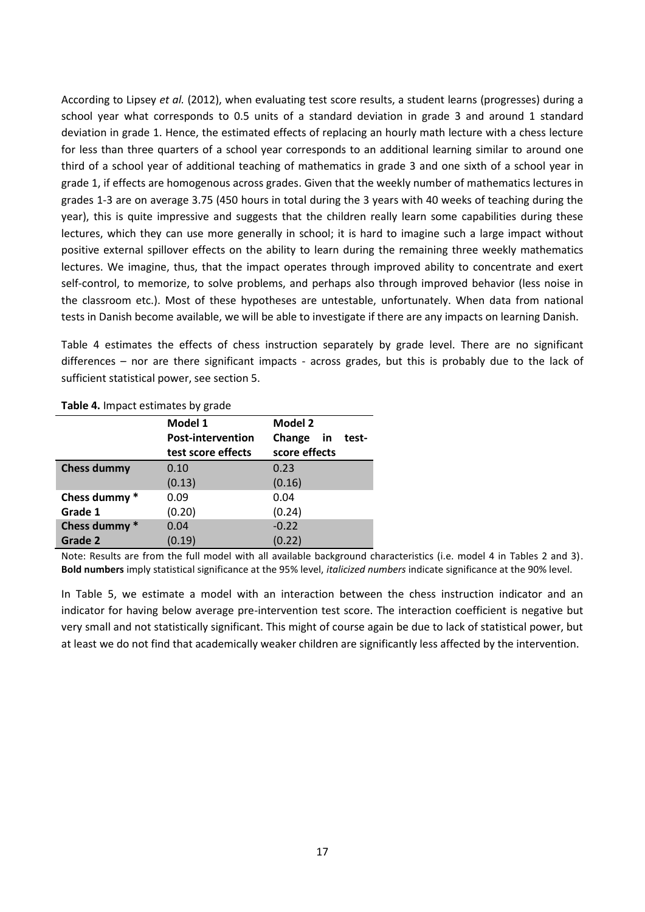According to Lipsey *et al.* (2012), when evaluating test score results, a student learns (progresses) during a school year what corresponds to 0.5 units of a standard deviation in grade 3 and around 1 standard deviation in grade 1. Hence, the estimated effects of replacing an hourly math lecture with a chess lecture for less than three quarters of a school year corresponds to an additional learning similar to around one third of a school year of additional teaching of mathematics in grade 3 and one sixth of a school year in grade 1, if effects are homogenous across grades. Given that the weekly number of mathematics lectures in grades 1-3 are on average 3.75 (450 hours in total during the 3 years with 40 weeks of teaching during the year), this is quite impressive and suggests that the children really learn some capabilities during these lectures, which they can use more generally in school; it is hard to imagine such a large impact without positive external spillover effects on the ability to learn during the remaining three weekly mathematics lectures. We imagine, thus, that the impact operates through improved ability to concentrate and exert self-control, to memorize, to solve problems, and perhaps also through improved behavior (less noise in the classroom etc.). Most of these hypotheses are untestable, unfortunately. When data from national tests in Danish become available, we will be able to investigate if there are any impacts on learning Danish.

Table 4 estimates the effects of chess instruction separately by grade level. There are no significant differences – nor are there significant impacts - across grades, but this is probably due to the lack of sufficient statistical power, see section 5.

**Table 4.** Impact estimates by grade

| | **Model 1 Post-intervention test score effects** | **Model 2 Change in test-score effects** |
|---|---|---|
| **Chess dummy** | 0.10 | 0.23 |
| | (0.13) | (0.16) |
| **Chess dummy * Grade 1** | 0.09 | 0.04 |
| | (0.20) | (0.24) |
| **Chess dummy * Grade 2** | 0.04 | -0.22 |
| | (0.19) | (0.22) |

Note: Results are from the full model with all available background characteristics (i.e. model 4 in Tables 2 and 3). **Bold numbers** imply statistical significance at the 95% level, *italicized numbers* indicate significance at the 90% level.

In Table 5, we estimate a model with an interaction between the chess instruction indicator and an indicator for having below average pre-intervention test score. The interaction coefficient is negative but very small and not statistically significant. This might of course again be due to lack of statistical power, but at least we do not find that academically weaker children are significantly less affected by the intervention.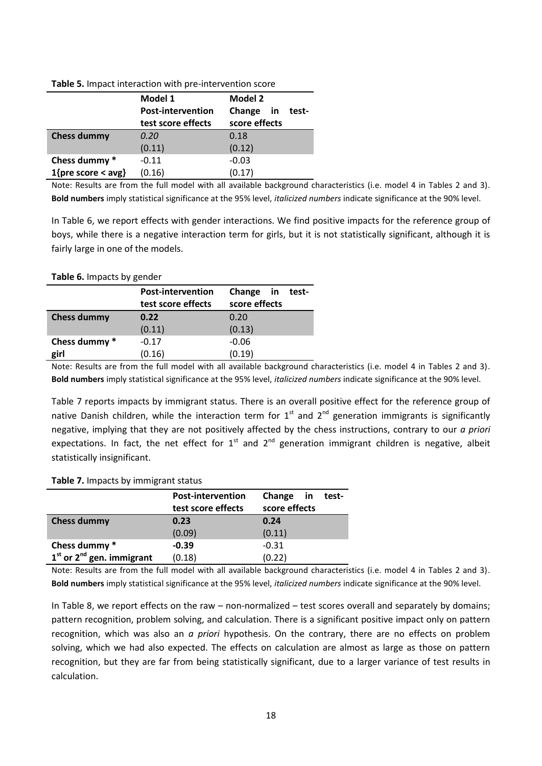**Table 5.** Impact interaction with pre-intervention score

| | Model 1 Post-intervention test score effects | Model 2 Change in test-score effects |
|---|---|---|
| **Chess dummy** | *0.20* | 0.18 |
| | (0.11) | (0.12) |
| **Chess dummy * 1{pre score < avg}** | -0.11 | -0.03 |
| | (0.16) | (0.17) |

Note: Results are from the full model with all available background characteristics (i.e. model 4 in Tables 2 and 3). **Bold numbers** imply statistical significance at the 95% level, *italicized numbers* indicate significance at the 90% level.

In Table 6, we report effects with gender interactions. We find positive impacts for the reference group of boys, while there is a negative interaction term for girls, but it is not statistically significant, although it is fairly large in one of the models.

**Table 6.** Impacts by gender

| | Post-intervention test score effects | Change in test-score effects |
|---|---|---|
| **Chess dummy** | **0.22** | 0.20 |
| | (0.11) | (0.13) |
| **Chess dummy * girl** | -0.17 | -0.06 |
| | (0.16) | (0.19) |

Note: Results are from the full model with all available background characteristics (i.e. model 4 in Tables 2 and 3). **Bold numbers** imply statistical significance at the 95% level, *italicized numbers* indicate significance at the 90% level.

Table 7 reports impacts by immigrant status. There is an overall positive effect for the reference group of native Danish children, while the interaction term for 1st and 2nd generation immigrants is significantly negative, implying that they are not positively affected by the chess instructions, contrary to our *a priori* expectations. In fact, the net effect for 1st and 2nd generation immigrant children is negative, albeit statistically insignificant.

**Table 7.** Impacts by immigrant status

| | Post-intervention test score effects | Change in test-score effects |
|---|---|---|
| **Chess dummy** | **0.23** | **0.24** |
| | (0.09) | (0.11) |
| **Chess dummy * 1st or 2nd gen. immigrant** | **-0.39** | -0.31 |
| | (0.18) | (0.22) |

Note: Results are from the full model with all available background characteristics (i.e. model 4 in Tables 2 and 3). **Bold numbers** imply statistical significance at the 95% level, *italicized numbers* indicate significance at the 90% level.

In Table 8, we report effects on the raw – non-normalized – test scores overall and separately by domains; pattern recognition, problem solving, and calculation. There is a significant positive impact only on pattern recognition, which was also an *a priori* hypothesis. On the contrary, there are no effects on problem solving, which we had also expected. The effects on calculation are almost as large as those on pattern recognition, but they are far from being statistically significant, due to a larger variance of test results in calculation.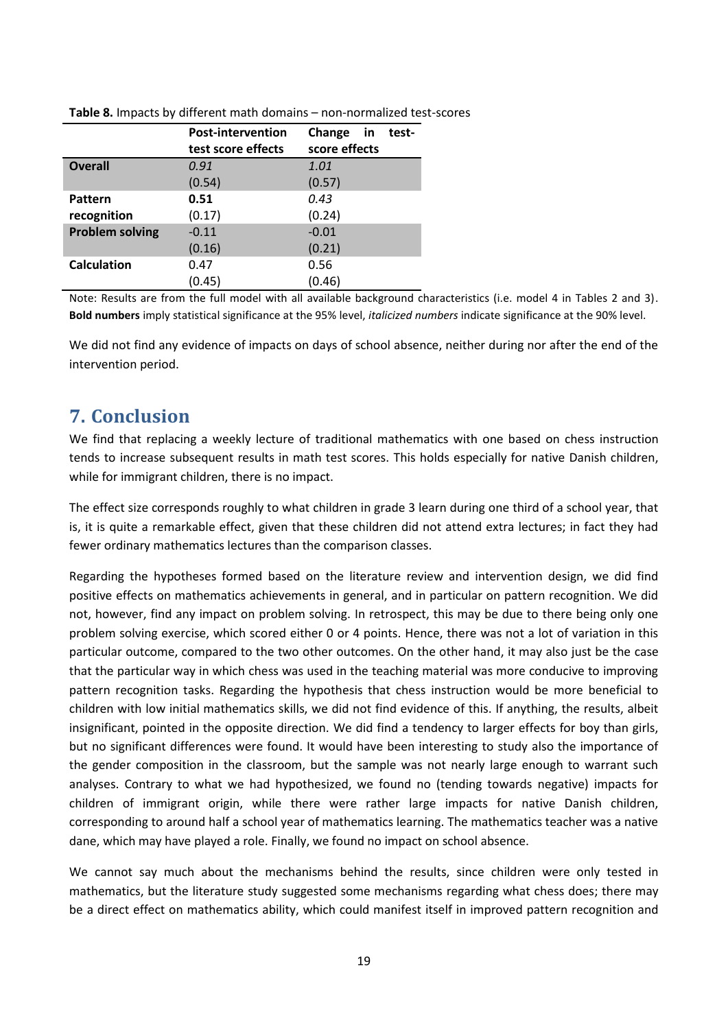**Table 8.** Impacts by different math domains – non-normalized test-scores

| | Post-intervention test score effects | Change in test-score effects |
|---|---|---|
| **Overall** | *0.91* | *1.01* |
| | (0.54) | (0.57) |
| **Pattern recognition** | **0.51** | *0.43* |
| | (0.17) | (0.24) |
| **Problem solving** | -0.11 | -0.01 |
| | (0.16) | (0.21) |
| **Calculation** | 0.47 | 0.56 |
| | (0.45) | (0.46) |

Note: Results are from the full model with all available background characteristics (i.e. model 4 in Tables 2 and 3). **Bold numbers** imply statistical significance at the 95% level, *italicized numbers* indicate significance at the 90% level.

We did not find any evidence of impacts on days of school absence, neither during nor after the end of the intervention period.

## 7. Conclusion

We find that replacing a weekly lecture of traditional mathematics with one based on chess instruction tends to increase subsequent results in math test scores. This holds especially for native Danish children, while for immigrant children, there is no impact.

The effect size corresponds roughly to what children in grade 3 learn during one third of a school year, that is, it is quite a remarkable effect, given that these children did not attend extra lectures; in fact they had fewer ordinary mathematics lectures than the comparison classes.

Regarding the hypotheses formed based on the literature review and intervention design, we did find positive effects on mathematics achievements in general, and in particular on pattern recognition. We did not, however, find any impact on problem solving. In retrospect, this may be due to there being only one problem solving exercise, which scored either 0 or 4 points. Hence, there was not a lot of variation in this particular outcome, compared to the two other outcomes. On the other hand, it may also just be the case that the particular way in which chess was used in the teaching material was more conducive to improving pattern recognition tasks. Regarding the hypothesis that chess instruction would be more beneficial to children with low initial mathematics skills, we did not find evidence of this. If anything, the results, albeit insignificant, pointed in the opposite direction. We did find a tendency to larger effects for boy than girls, but no significant differences were found. It would have been interesting to study also the importance of the gender composition in the classroom, but the sample was not nearly large enough to warrant such analyses. Contrary to what we had hypothesized, we found no (tending towards negative) impacts for children of immigrant origin, while there were rather large impacts for native Danish children, corresponding to around half a school year of mathematics learning. The mathematics teacher was a native dane, which may have played a role. Finally, we found no impact on school absence.

We cannot say much about the mechanisms behind the results, since children were only tested in mathematics, but the literature study suggested some mechanisms regarding what chess does; there may be a direct effect on mathematics ability, which could manifest itself in improved pattern recognition and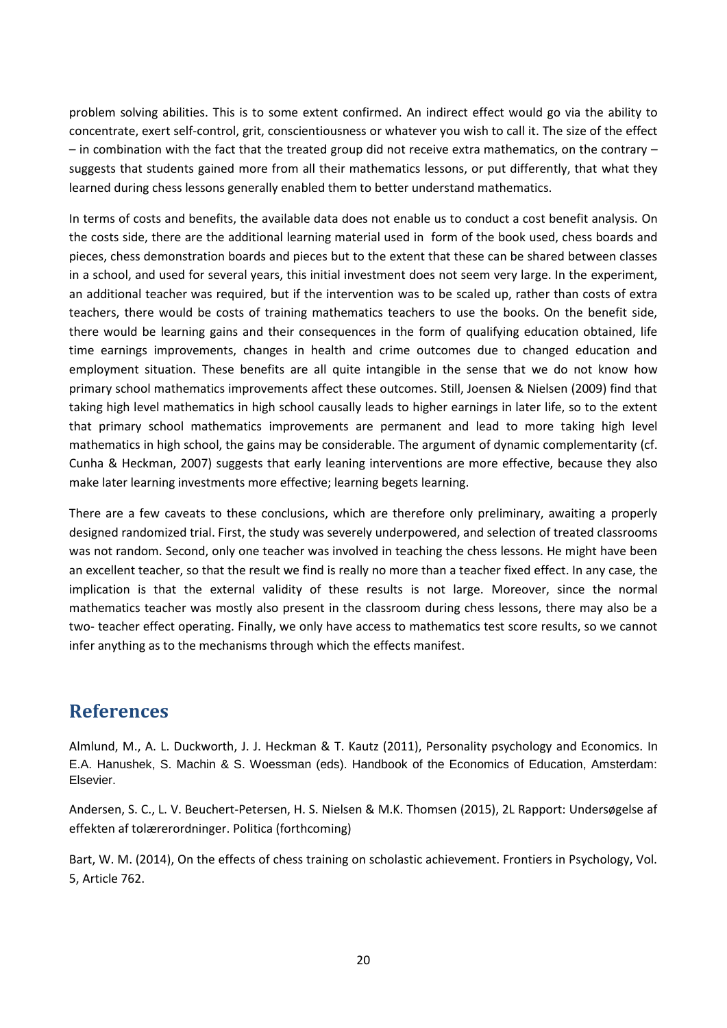problem solving abilities. This is to some extent confirmed. An indirect effect would go via the ability to concentrate, exert self-control, grit, conscientiousness or whatever you wish to call it. The size of the effect – in combination with the fact that the treated group did not receive extra mathematics, on the contrary – suggests that students gained more from all their mathematics lessons, or put differently, that what they learned during chess lessons generally enabled them to better understand mathematics.

In terms of costs and benefits, the available data does not enable us to conduct a cost benefit analysis. On the costs side, there are the additional learning material used in form of the book used, chess boards and pieces, chess demonstration boards and pieces but to the extent that these can be shared between classes in a school, and used for several years, this initial investment does not seem very large. In the experiment, an additional teacher was required, but if the intervention was to be scaled up, rather than costs of extra teachers, there would be costs of training mathematics teachers to use the books. On the benefit side, there would be learning gains and their consequences in the form of qualifying education obtained, life time earnings improvements, changes in health and crime outcomes due to changed education and employment situation. These benefits are all quite intangible in the sense that we do not know how primary school mathematics improvements affect these outcomes. Still, Joensen & Nielsen (2009) find that taking high level mathematics in high school causally leads to higher earnings in later life, so to the extent that primary school mathematics improvements are permanent and lead to more taking high level mathematics in high school, the gains may be considerable. The argument of dynamic complementarity (cf. Cunha & Heckman, 2007) suggests that early leaning interventions are more effective, because they also make later learning investments more effective; learning begets learning.

There are a few caveats to these conclusions, which are therefore only preliminary, awaiting a properly designed randomized trial. First, the study was severely underpowered, and selection of treated classrooms was not random. Second, only one teacher was involved in teaching the chess lessons. He might have been an excellent teacher, so that the result we find is really no more than a teacher fixed effect. In any case, the implication is that the external validity of these results is not large. Moreover, since the normal mathematics teacher was mostly also present in the classroom during chess lessons, there may also be a two- teacher effect operating. Finally, we only have access to mathematics test score results, so we cannot infer anything as to the mechanisms through which the effects manifest.

# References

Almlund, M., A. L. Duckworth, J. J. Heckman & T. Kautz (2011), Personality psychology and Economics. In E.A. Hanushek, S. Machin & S. Woessman (eds). Handbook of the Economics of Education, Amsterdam: Elsevier.

Andersen, S. C., L. V. Beuchert-Petersen, H. S. Nielsen & M.K. Thomsen (2015), 2L Rapport: Undersøgelse af effekten af tolærerordninger. Politica (forthcoming)

Bart, W. M. (2014), On the effects of chess training on scholastic achievement. Frontiers in Psychology, Vol. 5, Article 762.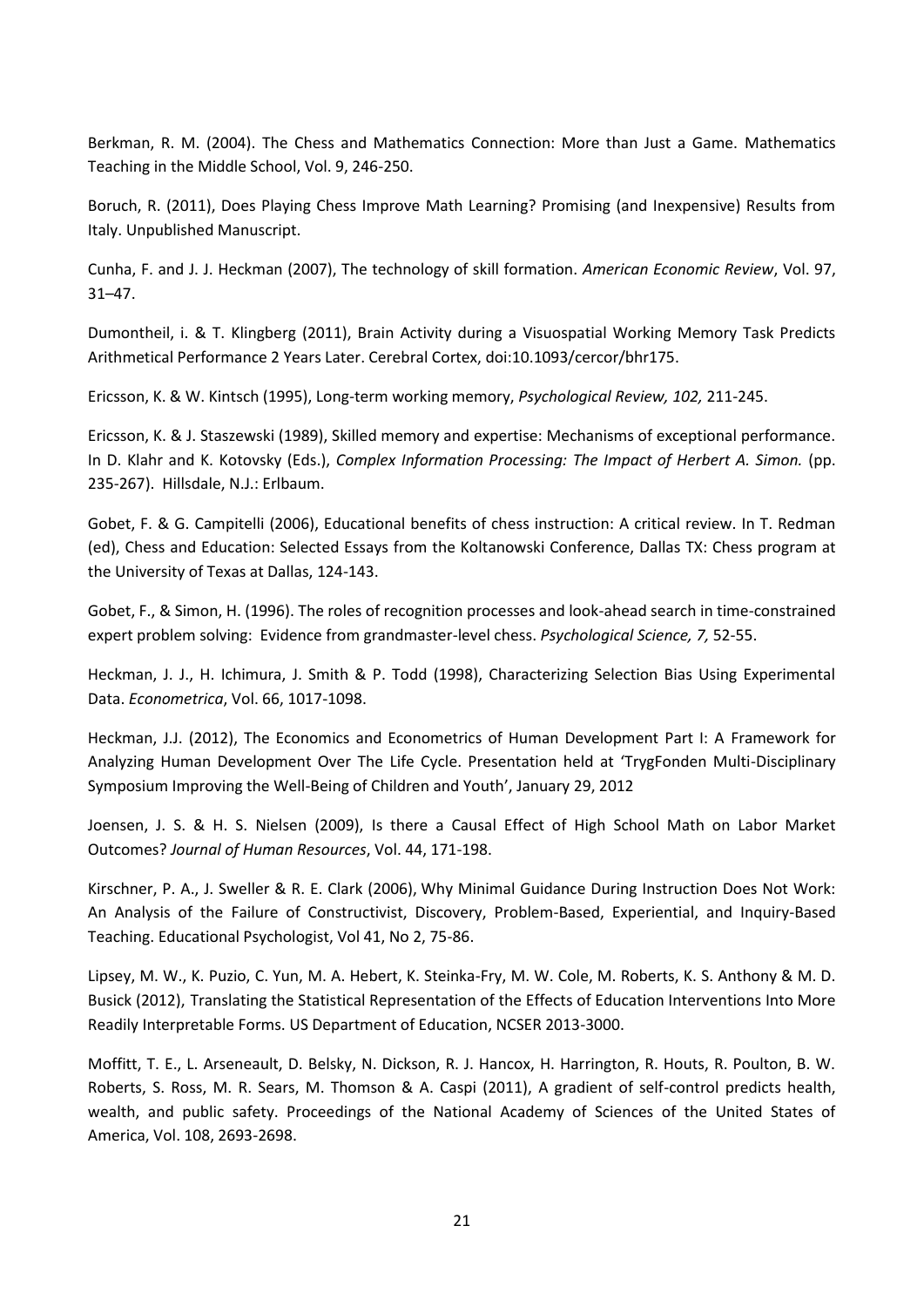Berkman, R. M. (2004). The Chess and Mathematics Connection: More than Just a Game. Mathematics Teaching in the Middle School, Vol. 9, 246-250.

Boruch, R. (2011), Does Playing Chess Improve Math Learning? Promising (and Inexpensive) Results from Italy. Unpublished Manuscript.

Cunha, F. and J. J. Heckman (2007), The technology of skill formation. *American Economic Review*, Vol. 97, 31–47.

Dumontheil, i. & T. Klingberg (2011), Brain Activity during a Visuospatial Working Memory Task Predicts Arithmetical Performance 2 Years Later. Cerebral Cortex, doi:10.1093/cercor/bhr175.

Ericsson, K. & W. Kintsch (1995), Long-term working memory, *Psychological Review, 102,* 211-245.

Ericsson, K. & J. Staszewski (1989), Skilled memory and expertise: Mechanisms of exceptional performance. In D. Klahr and K. Kotovsky (Eds.), *Complex Information Processing: The Impact of Herbert A. Simon.* (pp. 235-267). Hillsdale, N.J.: Erlbaum.

Gobet, F. & G. Campitelli (2006), Educational benefits of chess instruction: A critical review. In T. Redman (ed), Chess and Education: Selected Essays from the Koltanowski Conference, Dallas TX: Chess program at the University of Texas at Dallas, 124-143.

Gobet, F., & Simon, H. (1996). The roles of recognition processes and look-ahead search in time-constrained expert problem solving: Evidence from grandmaster-level chess. *Psychological Science, 7,* 52-55.

Heckman, J. J., H. Ichimura, J. Smith & P. Todd (1998), Characterizing Selection Bias Using Experimental Data. *Econometrica*, Vol. 66, 1017-1098.

Heckman, J.J. (2012), The Economics and Econometrics of Human Development Part I: A Framework for Analyzing Human Development Over The Life Cycle. Presentation held at 'TrygFonden Multi-Disciplinary Symposium Improving the Well-Being of Children and Youth', January 29, 2012

Joensen, J. S. & H. S. Nielsen (2009), Is there a Causal Effect of High School Math on Labor Market Outcomes? *Journal of Human Resources*, Vol. 44, 171-198.

Kirschner, P. A., J. Sweller & R. E. Clark (2006), Why Minimal Guidance During Instruction Does Not Work: An Analysis of the Failure of Constructivist, Discovery, Problem-Based, Experiential, and Inquiry-Based Teaching. Educational Psychologist, Vol 41, No 2, 75-86.

Lipsey, M. W., K. Puzio, C. Yun, M. A. Hebert, K. Steinka-Fry, M. W. Cole, M. Roberts, K. S. Anthony & M. D. Busick (2012), Translating the Statistical Representation of the Effects of Education Interventions Into More Readily Interpretable Forms. US Department of Education, NCSER 2013-3000.

Moffitt, T. E., L. Arseneault, D. Belsky, N. Dickson, R. J. Hancox, H. Harrington, R. Houts, R. Poulton, B. W. Roberts, S. Ross, M. R. Sears, M. Thomson & A. Caspi (2011), A gradient of self-control predicts health, wealth, and public safety. Proceedings of the National Academy of Sciences of the United States of America, Vol. 108, 2693-2698.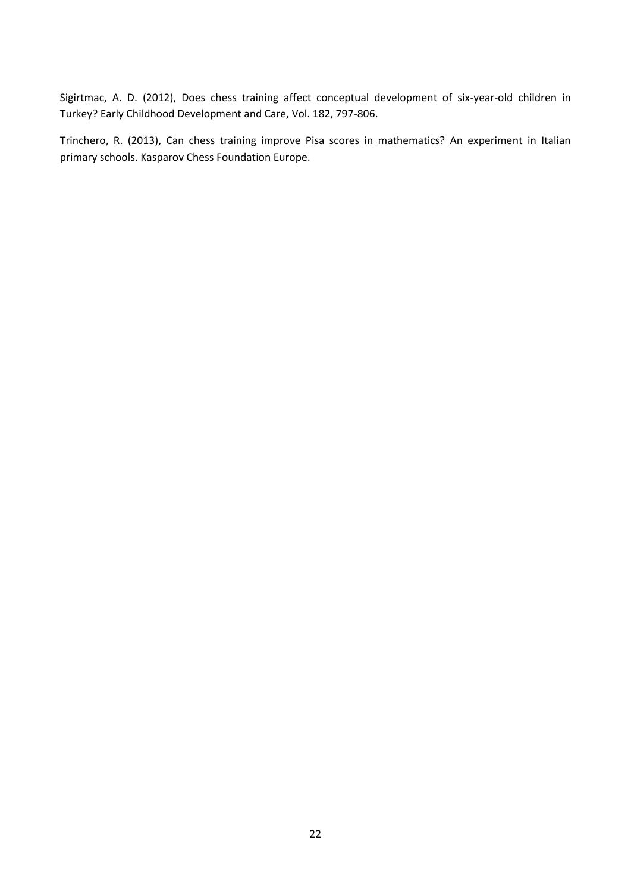Sigirtmac, A. D. (2012), Does chess training affect conceptual development of six-year-old children in Turkey? Early Childhood Development and Care, Vol. 182, 797-806.

Trinchero, R. (2013), Can chess training improve Pisa scores in mathematics? An experiment in Italian primary schools. Kasparov Chess Foundation Europe.